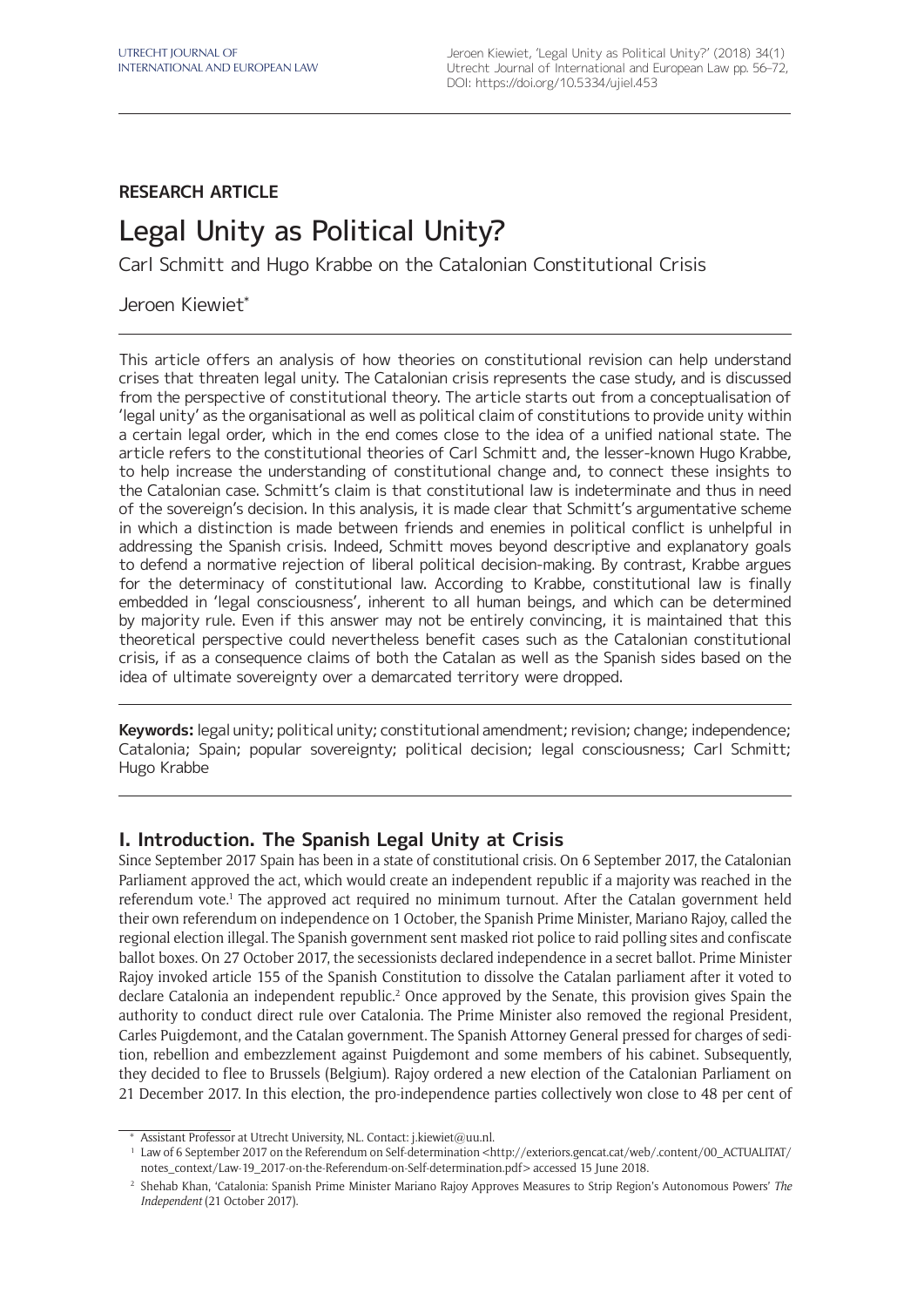**RESEARCH ARTICLE**

# Legal Unity as Political Unity?

Carl Schmitt and Hugo Krabbe on the Catalonian Constitutional Crisis

Jeroen Kiewiet*

This article offers an analysis of how theories on constitutional revision can help understand crises that threaten legal unity. The Catalonian crisis represents the case study, and is discussed from the perspective of constitutional theory. The article starts out from a conceptualisation of 'legal unity' as the organisational as well as political claim of constitutions to provide unity within a certain legal order, which in the end comes close to the idea of a unified national state. The article refers to the constitutional theories of Carl Schmitt and, the lesser-known Hugo Krabbe, to help increase the understanding of constitutional change and, to connect these insights to the Catalonian case. Schmitt's claim is that constitutional law is indeterminate and thus in need of the sovereign's decision. In this analysis, it is made clear that Schmitt's argumentative scheme in which a distinction is made between friends and enemies in political conflict is unhelpful in addressing the Spanish crisis. Indeed, Schmitt moves beyond descriptive and explanatory goals to defend a normative rejection of liberal political decision-making. By contrast, Krabbe argues for the determinacy of constitutional law. According to Krabbe, constitutional law is finally embedded in 'legal consciousness', inherent to all human beings, and which can be determined by majority rule. Even if this answer may not be entirely convincing, it is maintained that this theoretical perspective could nevertheless benefit cases such as the Catalonian constitutional crisis, if as a consequence claims of both the Catalan as well as the Spanish sides based on the idea of ultimate sovereignty over a demarcated territory were dropped.

**Keywords:** legal unity; political unity; constitutional amendment; revision; change; independence; Catalonia; Spain; popular sovereignty; political decision; legal consciousness; Carl Schmitt; Hugo Krabbe

## I. Introduction. The Spanish Legal Unity at Crisis

Since September 2017 Spain has been in a state of constitutional crisis. On 6 September 2017, the Catalonian Parliament approved the act, which would create an independent republic if a majority was reached in the referendum vote.[1] The approved act required no minimum turnout. After the Catalan government held their own referendum on independence on 1 October, the Spanish Prime Minister, Mariano Rajoy, called the regional election illegal. The Spanish government sent masked riot police to raid polling sites and confiscate ballot boxes. On 27 October 2017, the secessionists declared independence in a secret ballot. Prime Minister Rajoy invoked article 155 of the Spanish Constitution to dissolve the Catalan parliament after it voted to declare Catalonia an independent republic.[2] Once approved by the Senate, this provision gives Spain the authority to conduct direct rule over Catalonia. The Prime Minister also removed the regional President, Carles Puigdemont, and the Catalan government. The Spanish Attorney General pressed for charges of sedition, rebellion and embezzlement against Puigdemont and some members of his cabinet. Subsequently, they decided to flee to Brussels (Belgium). Rajoy ordered a new election of the Catalonian Parliament on 21 December 2017. In this election, the pro-independence parties collectively won close to 48 per cent of

---

\* Assistant Professor at Utrecht University, NL. Contact: j.kiewiet@uu.nl.

[1] Law of 6 September 2017 on the Referendum on Self-determination <http://exteriors.gencat.cat/web/.content/00_ACTUALITAT/notes_context/Law-19_2017-on-the-Referendum-on-Self-determination.pdf> accessed 15 June 2018.

[2] Shehab Khan, 'Catalonia: Spanish Prime Minister Mariano Rajoy Approves Measures to Strip Region's Autonomous Powers' *The Independent* (21 October 2017).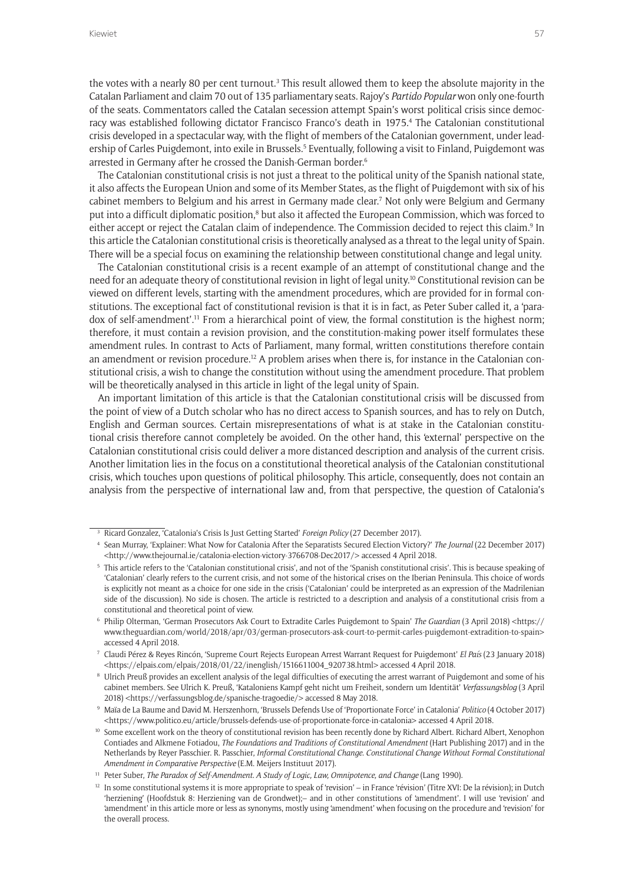the votes with a nearly 80 per cent turnout.[3] This result allowed them to keep the absolute majority in the Catalan Parliament and claim 70 out of 135 parliamentary seats. Rajoy's *Partido Popular* won only one-fourth of the seats. Commentators called the Catalan secession attempt Spain's worst political crisis since democracy was established following dictator Francisco Franco's death in 1975.[4] The Catalonian constitutional crisis developed in a spectacular way, with the flight of members of the Catalonian government, under leadership of Carles Puigdemont, into exile in Brussels.[5] Eventually, following a visit to Finland, Puigdemont was arrested in Germany after he crossed the Danish-German border.[6]

The Catalonian constitutional crisis is not just a threat to the political unity of the Spanish national state, it also affects the European Union and some of its Member States, as the flight of Puigdemont with six of his cabinet members to Belgium and his arrest in Germany made clear.[7] Not only were Belgium and Germany put into a difficult diplomatic position,[8] but also it affected the European Commission, which was forced to either accept or reject the Catalan claim of independence. The Commission decided to reject this claim.[9] In this article the Catalonian constitutional crisis is theoretically analysed as a threat to the legal unity of Spain. There will be a special focus on examining the relationship between constitutional change and legal unity.

The Catalonian constitutional crisis is a recent example of an attempt of constitutional change and the need for an adequate theory of constitutional revision in light of legal unity.[10] Constitutional revision can be viewed on different levels, starting with the amendment procedures, which are provided for in formal constitutions. The exceptional fact of constitutional revision is that it is in fact, as Peter Suber called it, a 'paradox of self-amendment'.[11] From a hierarchical point of view, the formal constitution is the highest norm; therefore, it must contain a revision provision, and the constitution-making power itself formulates these amendment rules. In contrast to Acts of Parliament, many formal, written constitutions therefore contain an amendment or revision procedure.[12] A problem arises when there is, for instance in the Catalonian constitutional crisis, a wish to change the constitution without using the amendment procedure. That problem will be theoretically analysed in this article in light of the legal unity of Spain.

An important limitation of this article is that the Catalonian constitutional crisis will be discussed from the point of view of a Dutch scholar who has no direct access to Spanish sources, and has to rely on Dutch, English and German sources. Certain misrepresentations of what is at stake in the Catalonian constitutional crisis therefore cannot completely be avoided. On the other hand, this 'external' perspective on the Catalonian constitutional crisis could deliver a more distanced description and analysis of the current crisis. Another limitation lies in the focus on a constitutional theoretical analysis of the Catalonian constitutional crisis, which touches upon questions of political philosophy. This article, consequently, does not contain an analysis from the perspective of international law and, from that perspective, the question of Catalonia's

---

[3] Ricard Gonzalez, 'Catalonia's Crisis Is Just Getting Started' *Foreign Policy* (27 December 2017).

[4] Sean Murray, 'Explainer: What Now for Catalonia After the Separatists Secured Election Victory?' *The Journal* (22 December 2017) <http://www.thejournal.ie/catalonia-election-victory-3766708-Dec2017/> accessed 4 April 2018.

[5] This article refers to the 'Catalonian constitutional crisis', and not of the 'Spanish constitutional crisis'. This is because speaking of 'Catalonian' clearly refers to the current crisis, and not some of the historical crises on the Iberian Peninsula. This choice of words is explicitly not meant as a choice for one side in the crisis ('Catalonian' could be interpreted as an expression of the Madrilenian side of the discussion). No side is chosen. The article is restricted to a description and analysis of a constitutional crisis from a constitutional and theoretical point of view.

[6] Philip Olterman, 'German Prosecutors Ask Court to Extradite Carles Puigdemont to Spain' *The Guardian* (3 April 2018) <https://www.theguardian.com/world/2018/apr/03/german-prosecutors-ask-court-to-permit-carles-puigdemont-extradition-to-spain> accessed 4 April 2018.

[7] Claudi Pérez & Reyes Rincón, 'Supreme Court Rejects European Arrest Warrant Request for Puigdemont' *El País* (23 January 2018) <https://elpais.com/elpais/2018/01/22/inenglish/1516611004_920738.html> accessed 4 April 2018.

[8] Ulrich Preuß provides an excellent analysis of the legal difficulties of executing the arrest warrant of Puigdemont and some of his cabinet members. See Ulrich K. Preuß, 'Kataloniens Kampf geht nicht um Freiheit, sondern um Identität' *Verfassungsblog* (3 April 2018) <https://verfassungsblog.de/spanische-tragoedie/> accessed 8 May 2018.

[9] Maïa de La Baume and David M. Herszenhorn, 'Brussels Defends Use of 'Proportionate Force' in Catalonia' *Politico* (4 October 2017) <https://www.politico.eu/article/brussels-defends-use-of-proportionate-force-in-catalonia> accessed 4 April 2018.

[10] Some excellent work on the theory of constitutional revision has been recently done by Richard Albert. Richard Albert, Xenophon Contiades and Alkmene Fotiadou, *The Foundations and Traditions of Constitutional Amendment* (Hart Publishing 2017) and in the Netherlands by Reyer Passchier. R. Passchier, *Informal Constitutional Change. Constitutional Change Without Formal Constitutional Amendment in Comparative Perspective* (E.M. Meijers Instituut 2017).

[11] Peter Suber, *The Paradox of Self-Amendment. A Study of Logic, Law, Omnipotence, and Change* (Lang 1990).

[12] In some constitutional systems it is more appropriate to speak of 'revision' – in France 'révision' (Titre XVI: De la révision); in Dutch 'herziening' (Hoofdstuk 8: Herziening van de Grondwet);– and in other constitutions of 'amendment'. I will use 'revision' and 'amendment' in this article more or less as synonyms, mostly using 'amendment' when focusing on the procedure and 'revision' for the overall process.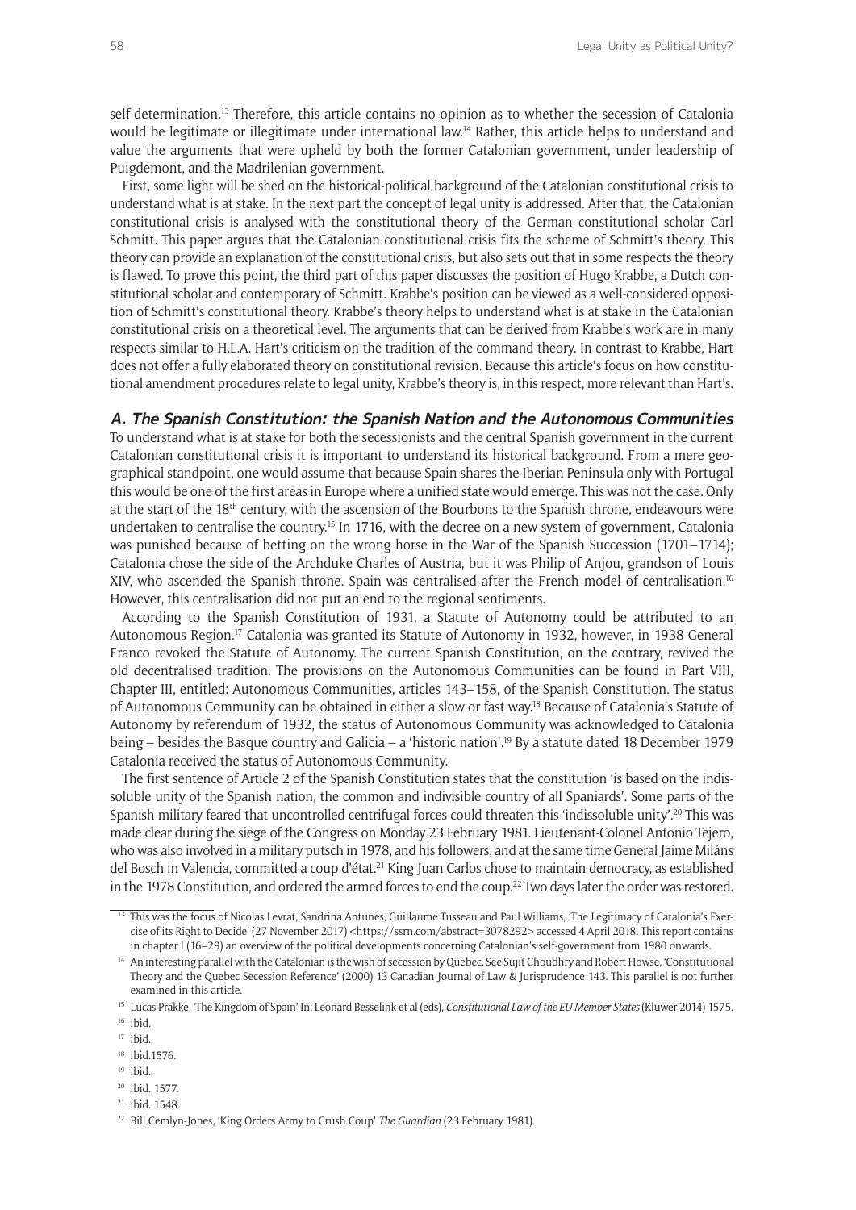self-determination.[13] Therefore, this article contains no opinion as to whether the secession of Catalonia would be legitimate or illegitimate under international law.[14] Rather, this article helps to understand and value the arguments that were upheld by both the former Catalonian government, under leadership of Puigdemont, and the Madrilenian government.

First, some light will be shed on the historical-political background of the Catalonian constitutional crisis to understand what is at stake. In the next part the concept of legal unity is addressed. After that, the Catalonian constitutional crisis is analysed with the constitutional theory of the German constitutional scholar Carl Schmitt. This paper argues that the Catalonian constitutional crisis fits the scheme of Schmitt's theory. This theory can provide an explanation of the constitutional crisis, but also sets out that in some respects the theory is flawed. To prove this point, the third part of this paper discusses the position of Hugo Krabbe, a Dutch constitutional scholar and contemporary of Schmitt. Krabbe's position can be viewed as a well-considered opposition of Schmitt's constitutional theory. Krabbe's theory helps to understand what is at stake in the Catalonian constitutional crisis on a theoretical level. The arguments that can be derived from Krabbe's work are in many respects similar to H.L.A. Hart's criticism on the tradition of the command theory. In contrast to Krabbe, Hart does not offer a fully elaborated theory on constitutional revision. Because this article's focus on how constitutional amendment procedures relate to legal unity, Krabbe's theory is, in this respect, more relevant than Hart's.

## A. The Spanish Constitution: the Spanish Nation and the Autonomous Communities

To understand what is at stake for both the secessionists and the central Spanish government in the current Catalonian constitutional crisis it is important to understand its historical background. From a mere geographical standpoint, one would assume that because Spain shares the Iberian Peninsula only with Portugal this would be one of the first areas in Europe where a unified state would emerge. This was not the case. Only at the start of the 18th century, with the ascension of the Bourbons to the Spanish throne, endeavours were undertaken to centralise the country.[15] In 1716, with the decree on a new system of government, Catalonia was punished because of betting on the wrong horse in the War of the Spanish Succession (1701–1714); Catalonia chose the side of the Archduke Charles of Austria, but it was Philip of Anjou, grandson of Louis XIV, who ascended the Spanish throne. Spain was centralised after the French model of centralisation.[16] However, this centralisation did not put an end to the regional sentiments.

According to the Spanish Constitution of 1931, a Statute of Autonomy could be attributed to an Autonomous Region.[17] Catalonia was granted its Statute of Autonomy in 1932, however, in 1938 General Franco revoked the Statute of Autonomy. The current Spanish Constitution, on the contrary, revived the old decentralised tradition. The provisions on the Autonomous Communities can be found in Part VIII, Chapter III, entitled: Autonomous Communities, articles 143–158, of the Spanish Constitution. The status of Autonomous Community can be obtained in either a slow or fast way.[18] Because of Catalonia's Statute of Autonomy by referendum of 1932, the status of Autonomous Community was acknowledged to Catalonia being – besides the Basque country and Galicia – a 'historic nation'.[19] By a statute dated 18 December 1979 Catalonia received the status of Autonomous Community.

The first sentence of Article 2 of the Spanish Constitution states that the constitution 'is based on the indissoluble unity of the Spanish nation, the common and indivisible country of all Spaniards'. Some parts of the Spanish military feared that uncontrolled centrifugal forces could threaten this 'indissoluble unity'.[20] This was made clear during the siege of the Congress on Monday 23 February 1981. Lieutenant-Colonel Antonio Tejero, who was also involved in a military putsch in 1978, and his followers, and at the same time General Jaime Miláns del Bosch in Valencia, committed a coup d'état.[21] King Juan Carlos chose to maintain democracy, as established in the 1978 Constitution, and ordered the armed forces to end the coup.[22] Two days later the order was restored.

---

[13] This was the focus of Nicolas Levrat, Sandrina Antunes, Guillaume Tusseau and Paul Williams, 'The Legitimacy of Catalonia's Exercise of its Right to Decide' (27 November 2017) <https://ssrn.com/abstract=3078292> accessed 4 April 2018. This report contains in chapter I (16–29) an overview of the political developments concerning Catalonian's self-government from 1980 onwards.

[14] An interesting parallel with the Catalonian is the wish of secession by Quebec. See Sujit Choudhry and Robert Howse, 'Constitutional Theory and the Quebec Secession Reference' (2000) 13 Canadian Journal of Law & Jurisprudence 143. This parallel is not further examined in this article.

[15] Lucas Prakke, 'The Kingdom of Spain' In: Leonard Besselink et al (eds), *Constitutional Law of the EU Member States* (Kluwer 2014) 1575.

[16] ibid.

[17] ibid.

[18] ibid.1576.

[19] ibid.

[20] ibid. 1577.

[21] ibid. 1548.

[22] Bill Cemlyn-Jones, 'King Orders Army to Crush Coup' *The Guardian* (23 February 1981).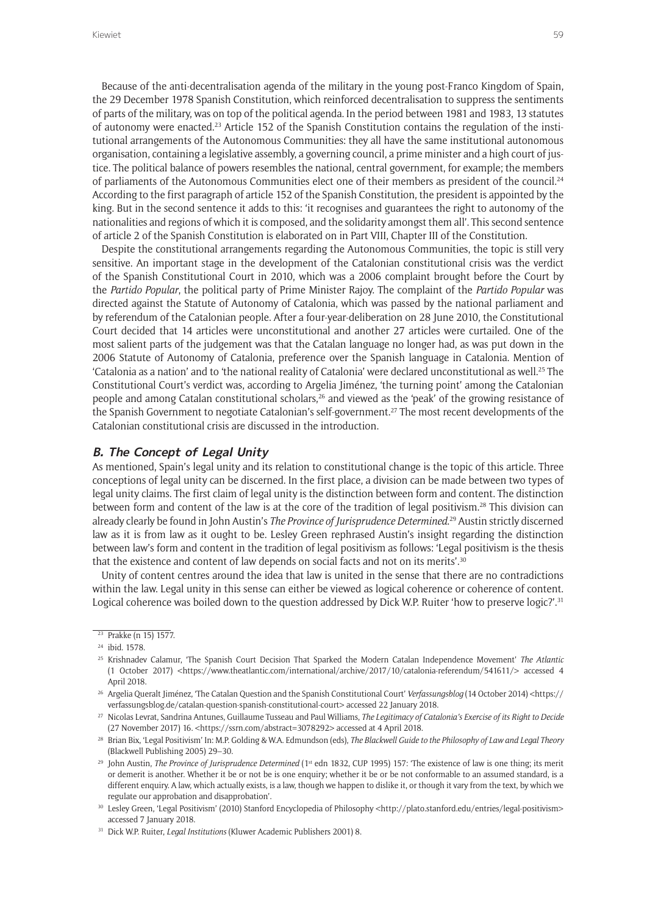Because of the anti-decentralisation agenda of the military in the young post-Franco Kingdom of Spain, the 29 December 1978 Spanish Constitution, which reinforced decentralisation to suppress the sentiments of parts of the military, was on top of the political agenda. In the period between 1981 and 1983, 13 statutes of autonomy were enacted.[23] Article 152 of the Spanish Constitution contains the regulation of the institutional arrangements of the Autonomous Communities: they all have the same institutional autonomous organisation, containing a legislative assembly, a governing council, a prime minister and a high court of justice. The political balance of powers resembles the national, central government, for example; the members of parliaments of the Autonomous Communities elect one of their members as president of the council.[24] According to the first paragraph of article 152 of the Spanish Constitution, the president is appointed by the king. But in the second sentence it adds to this: 'it recognises and guarantees the right to autonomy of the nationalities and regions of which it is composed, and the solidarity amongst them all'. This second sentence of article 2 of the Spanish Constitution is elaborated on in Part VIII, Chapter III of the Constitution.

Despite the constitutional arrangements regarding the Autonomous Communities, the topic is still very sensitive. An important stage in the development of the Catalonian constitutional crisis was the verdict of the Spanish Constitutional Court in 2010, which was a 2006 complaint brought before the Court by the *Partido Popular*, the political party of Prime Minister Rajoy. The complaint of the *Partido Popular* was directed against the Statute of Autonomy of Catalonia, which was passed by the national parliament and by referendum of the Catalonian people. After a four-year-deliberation on 28 June 2010, the Constitutional Court decided that 14 articles were unconstitutional and another 27 articles were curtailed. One of the most salient parts of the judgement was that the Catalan language no longer had, as was put down in the 2006 Statute of Autonomy of Catalonia, preference over the Spanish language in Catalonia. Mention of 'Catalonia as a nation' and to 'the national reality of Catalonia' were declared unconstitutional as well.[25] The Constitutional Court's verdict was, according to Argelia Jiménez, 'the turning point' among the Catalonian people and among Catalan constitutional scholars,[26] and viewed as the 'peak' of the growing resistance of the Spanish Government to negotiate Catalonian's self-government.[27] The most recent developments of the Catalonian constitutional crisis are discussed in the introduction.

### *B. The Concept of Legal Unity*

As mentioned, Spain's legal unity and its relation to constitutional change is the topic of this article. Three conceptions of legal unity can be discerned. In the first place, a division can be made between two types of legal unity claims. The first claim of legal unity is the distinction between form and content. The distinction between form and content of the law is at the core of the tradition of legal positivism.[28] This division can already clearly be found in John Austin's *The Province of Jurisprudence Determined*.[29] Austin strictly discerned law as it is from law as it ought to be. Lesley Green rephrased Austin's insight regarding the distinction between law's form and content in the tradition of legal positivism as follows: 'Legal positivism is the thesis that the existence and content of law depends on social facts and not on its merits'.[30]

Unity of content centres around the idea that law is united in the sense that there are no contradictions within the law. Legal unity in this sense can either be viewed as logical coherence or coherence of content. Logical coherence was boiled down to the question addressed by Dick W.P. Ruiter 'how to preserve logic?'.[31]

---

[23] Prakke (n 15) 1577.

[24] ibid. 1578.

[25] Krishnadev Calamur, 'The Spanish Court Decision That Sparked the Modern Catalan Independence Movement' *The Atlantic* (1 October 2017) <https://www.theatlantic.com/international/archive/2017/10/catalonia-referendum/541611/> accessed 4 April 2018.

[26] Argelia Queralt Jiménez, 'The Catalan Question and the Spanish Constitutional Court' *Verfassungsblog* (14 October 2014) <https://verfassungsblog.de/catalan-question-spanish-constitutional-court> accessed 22 January 2018.

[27] Nicolas Levrat, Sandrina Antunes, Guillaume Tusseau and Paul Williams, *The Legitimacy of Catalonia's Exercise of its Right to Decide* (27 November 2017) 16. <https://ssrn.com/abstract=3078292> accessed at 4 April 2018.

[28] Brian Bix, 'Legal Positivism' In: M.P. Golding & W.A. Edmundson (eds), *The Blackwell Guide to the Philosophy of Law and Legal Theory* (Blackwell Publishing 2005) 29–30.

[29] John Austin, *The Province of Jurisprudence Determined* (1st edn 1832, CUP 1995) 157: 'The existence of law is one thing; its merit or demerit is another. Whether it be or not be is one enquiry; whether it be or be not conformable to an assumed standard, is a different enquiry. A law, which actually exists, is a law, though we happen to dislike it, or though it vary from the text, by which we regulate our approbation and disapprobation'.

[30] Lesley Green, 'Legal Positivism' (2010) Stanford Encyclopedia of Philosophy <http://plato.stanford.edu/entries/legal-positivism> accessed 7 January 2018.

[31] Dick W.P. Ruiter, *Legal Institutions* (Kluwer Academic Publishers 2001) 8.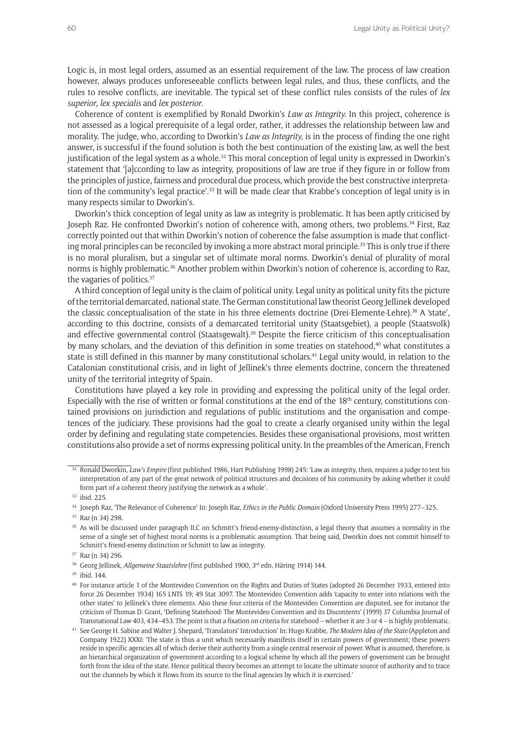Logic is, in most legal orders, assumed as an essential requirement of the law. The process of law creation however, always produces unforeseeable conflicts between legal rules, and thus, these conflicts, and the rules to resolve conflicts, are inevitable. The typical set of these conflict rules consists of the rules of *lex superior*, *lex specialis* and *lex posterior*.

Coherence of content is exemplified by Ronald Dworkin's *Law as Integrity*. In this project, coherence is not assessed as a logical prerequisite of a legal order, rather, it addresses the relationship between law and morality. The judge, who, according to Dworkin's *Law as Integrity*, is in the process of finding the one right answer, is successful if the found solution is both the best continuation of the existing law, as well the best justification of the legal system as a whole.[32] This moral conception of legal unity is expressed in Dworkin's statement that '[a]ccording to law as integrity, propositions of law are true if they figure in or follow from the principles of justice, fairness and procedural due process, which provide the best constructive interpretation of the community's legal practice'.[33] It will be made clear that Krabbe's conception of legal unity is in many respects similar to Dworkin's.

Dworkin's thick conception of legal unity as law as integrity is problematic. It has been aptly criticised by Joseph Raz. He confronted Dworkin's notion of coherence with, among others, two problems.[34] First, Raz correctly pointed out that within Dworkin's notion of coherence the false assumption is made that conflicting moral principles can be reconciled by invoking a more abstract moral principle.[35] This is only true if there is no moral pluralism, but a singular set of ultimate moral norms. Dworkin's denial of plurality of moral norms is highly problematic.[36] Another problem within Dworkin's notion of coherence is, according to Raz, the vagaries of politics.[37]

A third conception of legal unity is the claim of political unity. Legal unity as political unity fits the picture of the territorial demarcated, national state. The German constitutional law theorist Georg Jellinek developed the classic conceptualisation of the state in his three elements doctrine (Drei-Elemente-Lehre).[38] A 'state', according to this doctrine, consists of a demarcated territorial unity (Staatsgebiet), a people (Staatsvolk) and effective governmental control (Staatsgewalt).[39] Despite the fierce criticism of this conceptualisation by many scholars, and the deviation of this definition in some treaties on statehood,[40] what constitutes a state is still defined in this manner by many constitutional scholars.[41] Legal unity would, in relation to the Catalonian constitutional crisis, and in light of Jellinek's three elements doctrine, concern the threatened unity of the territorial integrity of Spain.

Constitutions have played a key role in providing and expressing the political unity of the legal order. Especially with the rise of written or formal constitutions at the end of the 18th century, constitutions contained provisions on jurisdiction and regulations of public institutions and the organisation and competences of the judiciary. These provisions had the goal to create a clearly organised unity within the legal order by defining and regulating state competencies. Besides these organisational provisions, most written constitutions also provide a set of norms expressing political unity. In the preambles of the American, French

---

[32] Ronald Dworkin, *Law's Empire* (first published 1986, Hart Publishing 1998) 245: 'Law as integrity, then, requires a judge to test his interpretation of any part of the great network of political structures and decisions of his community by asking whether it could form part of a coherent theory justifying the network as a whole'.

[33] ibid. 225.

[34] Joseph Raz, 'The Relevance of Coherence' In: Joseph Raz, *Ethics in the Public Domain* (Oxford University Press 1995) 277–325.

[35] Raz (n 34) 298.

[36] As will be discussed under paragraph II.C on Schmitt's friend-enemy-distinction, a legal theory that assumes a normality in the sense of a single set of highest moral norms is a problematic assumption. That being said, Dworkin does not commit himself to Schmitt's friend-enemy distinction or Schmitt to law as integrity.

[37] Raz (n 34) 296.

[38] Georg Jellinek, *Allgemeine Staatslehre* (first published 1900, 3rd edn, Häring 1914) 144.

[39] ibid. 144.

[40] For instance article 1 of the Montevideo Convention on the Rights and Duties of States (adopted 26 December 1933, entered into force 26 December 1934) 165 LNTS 19; 49 Stat 3097. The Montevideo Convention adds 'capacity to enter into relations with the other states' to Jellinek's three elements. Also these four criteria of the Montevideo Convention are disputed, see for instance the criticism of Thomas D. Grant, 'Defining Statehood: The Montevideo Convention and its Discontents' (1999) 37 Columbia Journal of Transnational Law 403, 434–453. The point is that a fixation on criteria for statehood – whether it are 3 or 4 – is highly problematic.

[41] See George H. Sabine and Walter J. Shepard, 'Translators' Introduction' In: Hugo Krabbe, *The Modern Idea of the State* (Appleton and Company 1922) XXXI: 'The state is thus a unit which necessarily manifests itself in certain powers of government; these powers reside in specific agencies all of which derive their authority from a single central reservoir of power. What is assumed, therefore, is an hierarchical organization of government according to a logical scheme by which all the powers of government can be brought forth from the idea of the state. Hence political theory becomes an attempt to locate the ultimate source of authority and to trace out the channels by which it flows from its source to the final agencies by which it is exercised.'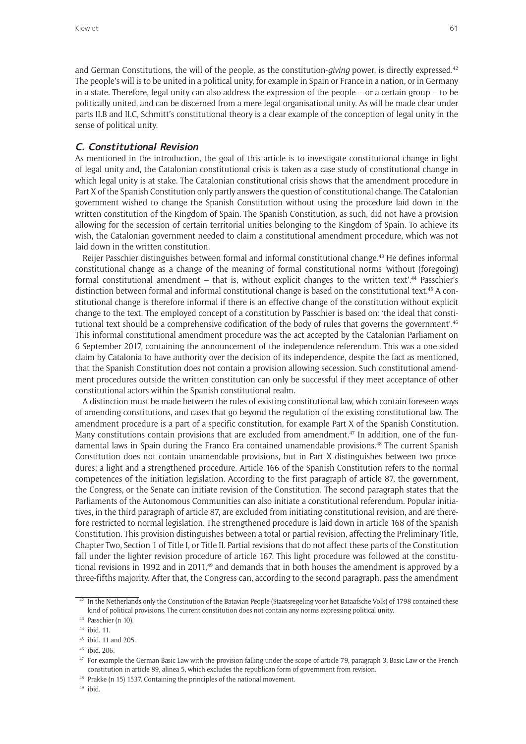and German Constitutions, the will of the people, as the constitution-*giving* power, is directly expressed.[42] The people's will is to be united in a political unity, for example in Spain or France in a nation, or in Germany in a state. Therefore, legal unity can also address the expression of the people – or a certain group – to be politically united, and can be discerned from a mere legal organisational unity. As will be made clear under parts II.B and II.C, Schmitt's constitutional theory is a clear example of the conception of legal unity in the sense of political unity.

### C. Constitutional Revision

As mentioned in the introduction, the goal of this article is to investigate constitutional change in light of legal unity and, the Catalonian constitutional crisis is taken as a case study of constitutional change in which legal unity is at stake. The Catalonian constitutional crisis shows that the amendment procedure in Part X of the Spanish Constitution only partly answers the question of constitutional change. The Catalonian government wished to change the Spanish Constitution without using the procedure laid down in the written constitution of the Kingdom of Spain. The Spanish Constitution, as such, did not have a provision allowing for the secession of certain territorial unities belonging to the Kingdom of Spain. To achieve its wish, the Catalonian government needed to claim a constitutional amendment procedure, which was not laid down in the written constitution.

Reijer Passchier distinguishes between formal and informal constitutional change.[43] He defines informal constitutional change as a change of the meaning of formal constitutional norms 'without (foregoing) formal constitutional amendment – that is, without explicit changes to the written text'.[44] Passchier's distinction between formal and informal constitutional change is based on the constitutional text.[45] A constitutional change is therefore informal if there is an effective change of the constitution without explicit change to the text. The employed concept of a constitution by Passchier is based on: 'the ideal that constitutional text should be a comprehensive codification of the body of rules that governs the government'.[46] This informal constitutional amendment procedure was the act accepted by the Catalonian Parliament on 6 September 2017, containing the announcement of the independence referendum. This was a one-sided claim by Catalonia to have authority over the decision of its independence, despite the fact as mentioned, that the Spanish Constitution does not contain a provision allowing secession. Such constitutional amendment procedures outside the written constitution can only be successful if they meet acceptance of other constitutional actors within the Spanish constitutional realm.

A distinction must be made between the rules of existing constitutional law, which contain foreseen ways of amending constitutions, and cases that go beyond the regulation of the existing constitutional law. The amendment procedure is a part of a specific constitution, for example Part X of the Spanish Constitution. Many constitutions contain provisions that are excluded from amendment.[47] In addition, one of the fundamental laws in Spain during the Franco Era contained unamendable provisions.[48] The current Spanish Constitution does not contain unamendable provisions, but in Part X distinguishes between two procedures; a light and a strengthened procedure. Article 166 of the Spanish Constitution refers to the normal competences of the initiation legislation. According to the first paragraph of article 87, the government, the Congress, or the Senate can initiate revision of the Constitution. The second paragraph states that the Parliaments of the Autonomous Communities can also initiate a constitutional referendum. Popular initiatives, in the third paragraph of article 87, are excluded from initiating constitutional revision, and are therefore restricted to normal legislation. The strengthened procedure is laid down in article 168 of the Spanish Constitution. This provision distinguishes between a total or partial revision, affecting the Preliminary Title, Chapter Two, Section 1 of Title I, or Title II. Partial revisions that do not affect these parts of the Constitution fall under the lighter revision procedure of article 167. This light procedure was followed at the constitutional revisions in 1992 and in 2011,[49] and demands that in both houses the amendment is approved by a three-fifths majority. After that, the Congress can, according to the second paragraph, pass the amendment

---

[42] In the Netherlands only the Constitution of the Batavian People (Staatsregeling voor het Bataafsche Volk) of 1798 contained these kind of political provisions. The current constitution does not contain any norms expressing political unity.

[43] Passchier (n 10).

[44] ibid. 11.

[45] ibid. 11 and 205.

[46] ibid. 206.

[47] For example the German Basic Law with the provision falling under the scope of article 79, paragraph 3, Basic Law or the French constitution in article 89, alinea 5, which excludes the republican form of government from revision.

[48] Prakke (n 15) 1537. Containing the principles of the national movement.

[49] ibid.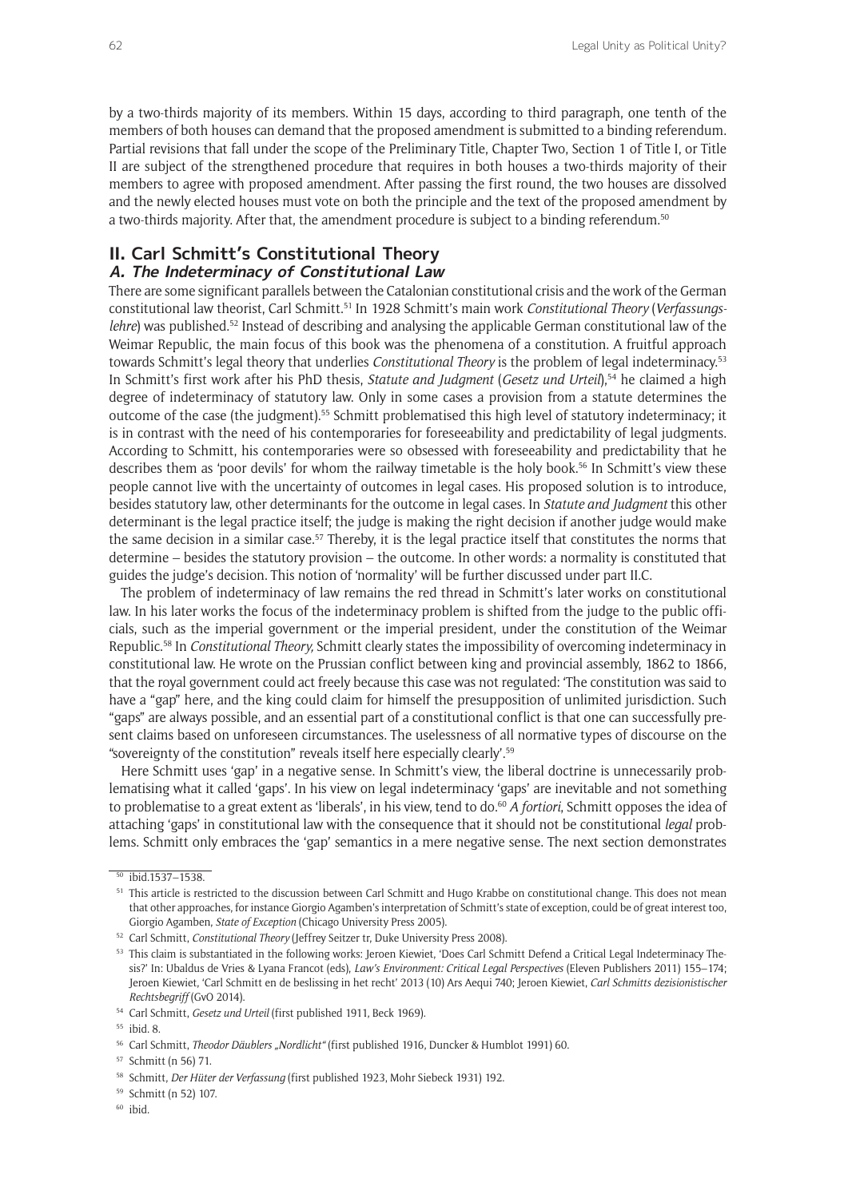by a two-thirds majority of its members. Within 15 days, according to third paragraph, one tenth of the members of both houses can demand that the proposed amendment is submitted to a binding referendum. Partial revisions that fall under the scope of the Preliminary Title, Chapter Two, Section 1 of Title I, or Title II are subject of the strengthened procedure that requires in both houses a two-thirds majority of their members to agree with proposed amendment. After passing the first round, the two houses are dissolved and the newly elected houses must vote on both the principle and the text of the proposed amendment by a two-thirds majority. After that, the amendment procedure is subject to a binding referendum.[50]

## II. Carl Schmitt's Constitutional Theory

### A. The Indeterminacy of Constitutional Law

There are some significant parallels between the Catalonian constitutional crisis and the work of the German constitutional law theorist, Carl Schmitt.[51] In 1928 Schmitt's main work *Constitutional Theory* (*Verfassungslehre*) was published.[52] Instead of describing and analysing the applicable German constitutional law of the Weimar Republic, the main focus of this book was the phenomena of a constitution. A fruitful approach towards Schmitt's legal theory that underlies *Constitutional Theory* is the problem of legal indeterminacy.[53] In Schmitt's first work after his PhD thesis, *Statute and Judgment* (*Gesetz und Urteil*),[54] he claimed a high degree of indeterminacy of statutory law. Only in some cases a provision from a statute determines the outcome of the case (the judgment).[55] Schmitt problematised this high level of statutory indeterminacy; it is in contrast with the need of his contemporaries for foreseeability and predictability of legal judgments. According to Schmitt, his contemporaries were so obsessed with foreseeability and predictability that he describes them as 'poor devils' for whom the railway timetable is the holy book.[56] In Schmitt's view these people cannot live with the uncertainty of outcomes in legal cases. His proposed solution is to introduce, besides statutory law, other determinants for the outcome in legal cases. In *Statute and Judgment* this other determinant is the legal practice itself; the judge is making the right decision if another judge would make the same decision in a similar case.[57] Thereby, it is the legal practice itself that constitutes the norms that determine – besides the statutory provision – the outcome. In other words: a normality is constituted that guides the judge's decision. This notion of 'normality' will be further discussed under part II.C.

The problem of indeterminacy of law remains the red thread in Schmitt's later works on constitutional law. In his later works the focus of the indeterminacy problem is shifted from the judge to the public officials, such as the imperial government or the imperial president, under the constitution of the Weimar Republic.[58] In *Constitutional Theory,* Schmitt clearly states the impossibility of overcoming indeterminacy in constitutional law. He wrote on the Prussian conflict between king and provincial assembly, 1862 to 1866, that the royal government could act freely because this case was not regulated: 'The constitution was said to have a "gap" here, and the king could claim for himself the presupposition of unlimited jurisdiction. Such "gaps" are always possible, and an essential part of a constitutional conflict is that one can successfully present claims based on unforeseen circumstances. The uselessness of all normative types of discourse on the "sovereignty of the constitution" reveals itself here especially clearly'.[59]

Here Schmitt uses 'gap' in a negative sense. In Schmitt's view, the liberal doctrine is unnecessarily problematising what it called 'gaps'. In his view on legal indeterminacy 'gaps' are inevitable and not something to problematise to a great extent as 'liberals', in his view, tend to do.[60] *A fortiori*, Schmitt opposes the idea of attaching 'gaps' in constitutional law with the consequence that it should not be constitutional *legal* problems. Schmitt only embraces the 'gap' semantics in a mere negative sense. The next section demonstrates

---

[50] ibid.1537–1538.

[51] This article is restricted to the discussion between Carl Schmitt and Hugo Krabbe on constitutional change. This does not mean that other approaches, for instance Giorgio Agamben's interpretation of Schmitt's state of exception, could be of great interest too, Giorgio Agamben, *State of Exception* (Chicago University Press 2005).

[52] Carl Schmitt, *Constitutional Theory* (Jeffrey Seitzer tr, Duke University Press 2008).

[53] This claim is substantiated in the following works: Jeroen Kiewiet, 'Does Carl Schmitt Defend a Critical Legal Indeterminacy Thesis?' In: Ubaldus de Vries & Lyana Francot (eds), *Law's Environment: Critical Legal Perspectives* (Eleven Publishers 2011) 155–174; Jeroen Kiewiet, 'Carl Schmitt en de beslissing in het recht' 2013 (10) Ars Aequi 740; Jeroen Kiewiet, *Carl Schmitts dezisionistischer Rechtsbegriff* (GvO 2014).

[54] Carl Schmitt, *Gesetz und Urteil* (first published 1911, Beck 1969).

[55] ibid. 8.

[56] Carl Schmitt, *Theodor Däublers „Nordlicht"* (first published 1916, Duncker & Humblot 1991) 60.

[57] Schmitt (n 56) 71.

[58] Schmitt, *Der Hüter der Verfassung* (first published 1923, Mohr Siebeck 1931) 192.

[59] Schmitt (n 52) 107.

[60] ibid.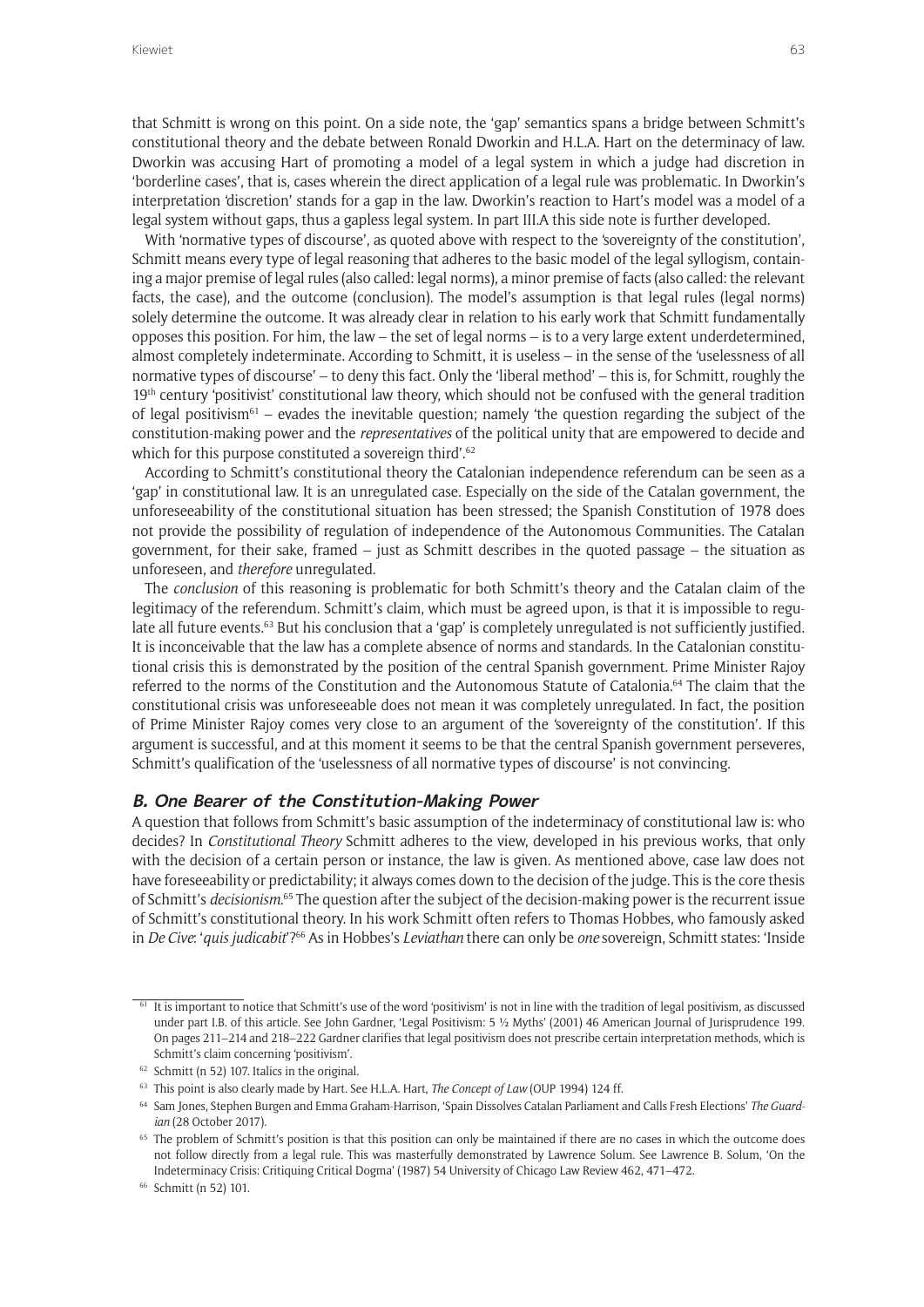that Schmitt is wrong on this point. On a side note, the 'gap' semantics spans a bridge between Schmitt's constitutional theory and the debate between Ronald Dworkin and H.L.A. Hart on the determinacy of law. Dworkin was accusing Hart of promoting a model of a legal system in which a judge had discretion in 'borderline cases', that is, cases wherein the direct application of a legal rule was problematic. In Dworkin's interpretation 'discretion' stands for a gap in the law. Dworkin's reaction to Hart's model was a model of a legal system without gaps, thus a gapless legal system. In part III.A this side note is further developed.

With 'normative types of discourse', as quoted above with respect to the 'sovereignty of the constitution', Schmitt means every type of legal reasoning that adheres to the basic model of the legal syllogism, containing a major premise of legal rules (also called: legal norms), a minor premise of facts (also called: the relevant facts, the case), and the outcome (conclusion). The model's assumption is that legal rules (legal norms) solely determine the outcome. It was already clear in relation to his early work that Schmitt fundamentally opposes this position. For him, the law – the set of legal norms – is to a very large extent underdetermined, almost completely indeterminate. According to Schmitt, it is useless – in the sense of the 'uselessness of all normative types of discourse' – to deny this fact. Only the 'liberal method' – this is, for Schmitt, roughly the 19th century 'positivist' constitutional law theory, which should not be confused with the general tradition of legal positivism[61] – evades the inevitable question; namely 'the question regarding the subject of the constitution-making power and the *representatives* of the political unity that are empowered to decide and which for this purpose constituted a sovereign third'.[62]

According to Schmitt's constitutional theory the Catalonian independence referendum can be seen as a 'gap' in constitutional law. It is an unregulated case. Especially on the side of the Catalan government, the unforeseeability of the constitutional situation has been stressed; the Spanish Constitution of 1978 does not provide the possibility of regulation of independence of the Autonomous Communities. The Catalan government, for their sake, framed – just as Schmitt describes in the quoted passage – the situation as unforeseen, and *therefore* unregulated.

The *conclusion* of this reasoning is problematic for both Schmitt's theory and the Catalan claim of the legitimacy of the referendum. Schmitt's claim, which must be agreed upon, is that it is impossible to regulate all future events.[63] But his conclusion that a 'gap' is completely unregulated is not sufficiently justified. It is inconceivable that the law has a complete absence of norms and standards. In the Catalonian constitutional crisis this is demonstrated by the position of the central Spanish government. Prime Minister Rajoy referred to the norms of the Constitution and the Autonomous Statute of Catalonia.[64] The claim that the constitutional crisis was unforeseeable does not mean it was completely unregulated. In fact, the position of Prime Minister Rajoy comes very close to an argument of the 'sovereignty of the constitution'. If this argument is successful, and at this moment it seems to be that the central Spanish government perseveres, Schmitt's qualification of the 'uselessness of all normative types of discourse' is not convincing.

### B. One Bearer of the Constitution-Making Power

A question that follows from Schmitt's basic assumption of the indeterminacy of constitutional law is: who decides? In *Constitutional Theory* Schmitt adheres to the view, developed in his previous works, that only with the decision of a certain person or instance, the law is given. As mentioned above, case law does not have foreseeability or predictability; it always comes down to the decision of the judge. This is the core thesis of Schmitt's *decisionism*.[65] The question after the subject of the decision-making power is the recurrent issue of Schmitt's constitutional theory. In his work Schmitt often refers to Thomas Hobbes, who famously asked in *De Cive*: '*quis judicabit*'?[66] As in Hobbes's *Leviathan* there can only be *one* sovereign, Schmitt states: 'Inside

---

[61] It is important to notice that Schmitt's use of the word 'positivism' is not in line with the tradition of legal positivism, as discussed under part I.B. of this article. See John Gardner, 'Legal Positivism: 5 ½ Myths' (2001) 46 American Journal of Jurisprudence 199. On pages 211–214 and 218–222 Gardner clarifies that legal positivism does not prescribe certain interpretation methods, which is Schmitt's claim concerning 'positivism'.

[62] Schmitt (n 52) 107. Italics in the original.

[63] This point is also clearly made by Hart. See H.L.A. Hart, *The Concept of Law* (OUP 1994) 124 ff.

[64] Sam Jones, Stephen Burgen and Emma Graham-Harrison, 'Spain Dissolves Catalan Parliament and Calls Fresh Elections' *The Guardian* (28 October 2017).

[65] The problem of Schmitt's position is that this position can only be maintained if there are no cases in which the outcome does not follow directly from a legal rule. This was masterfully demonstrated by Lawrence Solum. See Lawrence B. Solum, 'On the Indeterminacy Crisis: Critiquing Critical Dogma' (1987) 54 University of Chicago Law Review 462, 471–472.

[66] Schmitt (n 52) 101.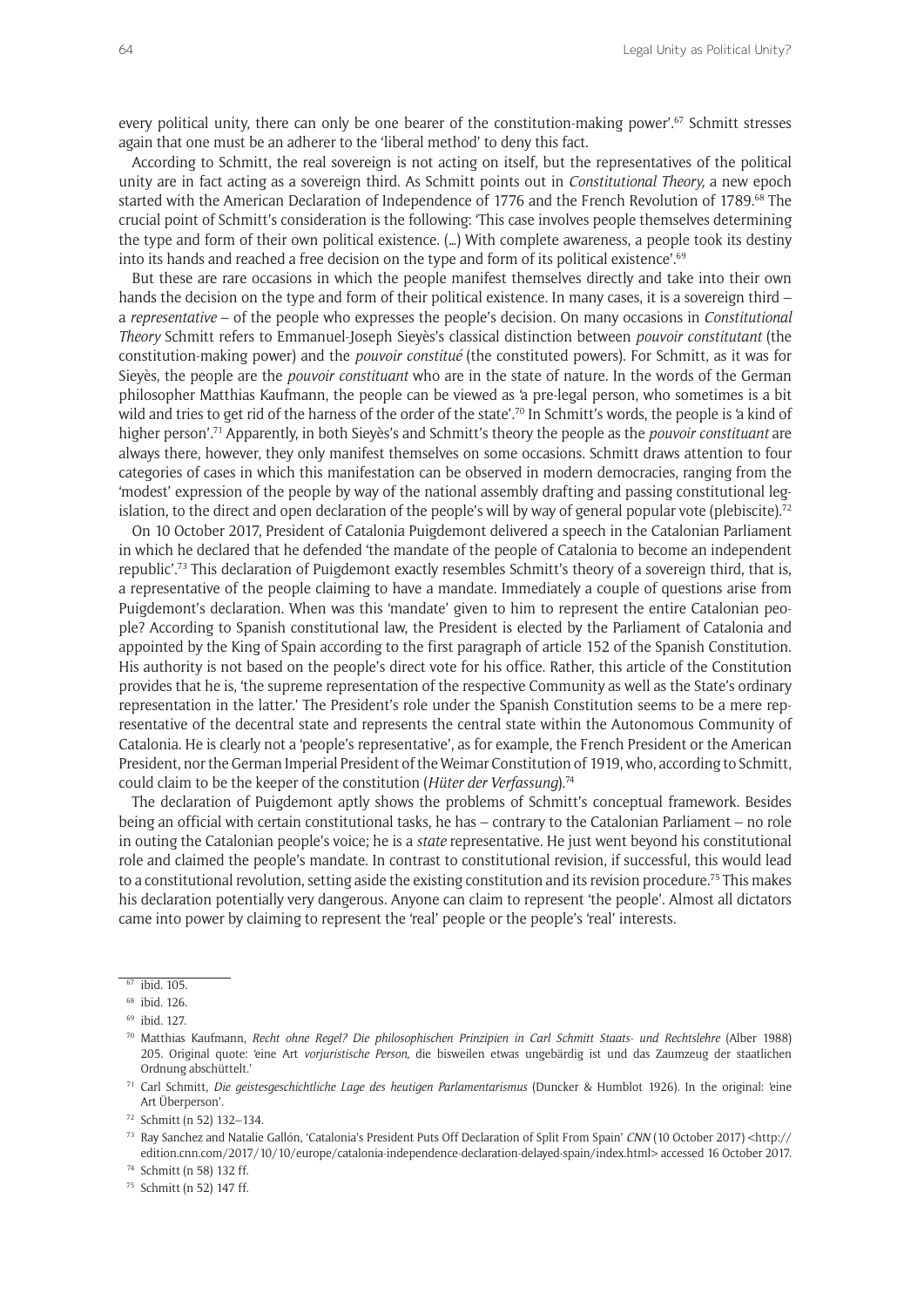every political unity, there can only be one bearer of the constitution-making power'.[67] Schmitt stresses again that one must be an adherer to the 'liberal method' to deny this fact.

According to Schmitt, the real sovereign is not acting on itself, but the representatives of the political unity are in fact acting as a sovereign third. As Schmitt points out in *Constitutional Theory,* a new epoch started with the American Declaration of Independence of 1776 and the French Revolution of 1789.[68] The crucial point of Schmitt's consideration is the following: 'This case involves people themselves determining the type and form of their own political existence. (...) With complete awareness, a people took its destiny into its hands and reached a free decision on the type and form of its political existence'.[69]

But these are rare occasions in which the people manifest themselves directly and take into their own hands the decision on the type and form of their political existence. In many cases, it is a sovereign third – a *representative* – of the people who expresses the people's decision. On many occasions in *Constitutional Theory* Schmitt refers to Emmanuel-Joseph Sieyès's classical distinction between *pouvoir constitutant* (the constitution-making power) and the *pouvoir constitué* (the constituted powers). For Schmitt, as it was for Sieyès, the people are the *pouvoir constituant* who are in the state of nature. In the words of the German philosopher Matthias Kaufmann, the people can be viewed as 'a pre-legal person, who sometimes is a bit wild and tries to get rid of the harness of the order of the state'.[70] In Schmitt's words, the people is 'a kind of higher person'.[71] Apparently, in both Sieyès's and Schmitt's theory the people as the *pouvoir constituant* are always there, however, they only manifest themselves on some occasions. Schmitt draws attention to four categories of cases in which this manifestation can be observed in modern democracies, ranging from the 'modest' expression of the people by way of the national assembly drafting and passing constitutional legislation, to the direct and open declaration of the people's will by way of general popular vote (plebiscite).[72]

On 10 October 2017, President of Catalonia Puigdemont delivered a speech in the Catalonian Parliament in which he declared that he defended 'the mandate of the people of Catalonia to become an independent republic'.[73] This declaration of Puigdemont exactly resembles Schmitt's theory of a sovereign third, that is, a representative of the people claiming to have a mandate. Immediately a couple of questions arise from Puigdemont's declaration. When was this 'mandate' given to him to represent the entire Catalonian people? According to Spanish constitutional law, the President is elected by the Parliament of Catalonia and appointed by the King of Spain according to the first paragraph of article 152 of the Spanish Constitution. His authority is not based on the people's direct vote for his office. Rather, this article of the Constitution provides that he is, 'the supreme representation of the respective Community as well as the State's ordinary representation in the latter.' The President's role under the Spanish Constitution seems to be a mere representative of the decentral state and represents the central state within the Autonomous Community of Catalonia. He is clearly not a 'people's representative', as for example, the French President or the American President, nor the German Imperial President of the Weimar Constitution of 1919, who, according to Schmitt, could claim to be the keeper of the constitution (*Hüter der Verfassung*).[74]

The declaration of Puigdemont aptly shows the problems of Schmitt's conceptual framework. Besides being an official with certain constitutional tasks, he has – contrary to the Catalonian Parliament – no role in outing the Catalonian people's voice; he is a *state* representative. He just went beyond his constitutional role and claimed the people's mandate. In contrast to constitutional revision, if successful, this would lead to a constitutional revolution, setting aside the existing constitution and its revision procedure.[75] This makes his declaration potentially very dangerous. Anyone can claim to represent 'the people'. Almost all dictators came into power by claiming to represent the 'real' people or the people's 'real' interests.

---

[67] ibid. 105.

[68] ibid. 126.

[69] ibid. 127.

[70] Matthias Kaufmann, *Recht ohne Regel? Die philosophischen Prinzipien in Carl Schmitt Staats- und Rechtslehre* (Alber 1988) 205. Original quote: 'eine Art *vorjuristische Person*, die bisweilen etwas ungebärdig ist und das Zaumzeug der staatlichen Ordnung abschüttelt.'

[71] Carl Schmitt, *Die geistesgeschichtliche Lage des heutigen Parlamentarismus* (Duncker & Humblot 1926). In the original: 'eine Art Überperson'.

[72] Schmitt (n 52) 132–134.

[73] Ray Sanchez and Natalie Gallón, 'Catalonia's President Puts Off Declaration of Split From Spain' *CNN* (10 October 2017) <http://edition.cnn.com/2017/10/10/europe/catalonia-independence-declaration-delayed-spain/index.html> accessed 16 October 2017.

[74] Schmitt (n 58) 132 ff.

[75] Schmitt (n 52) 147 ff.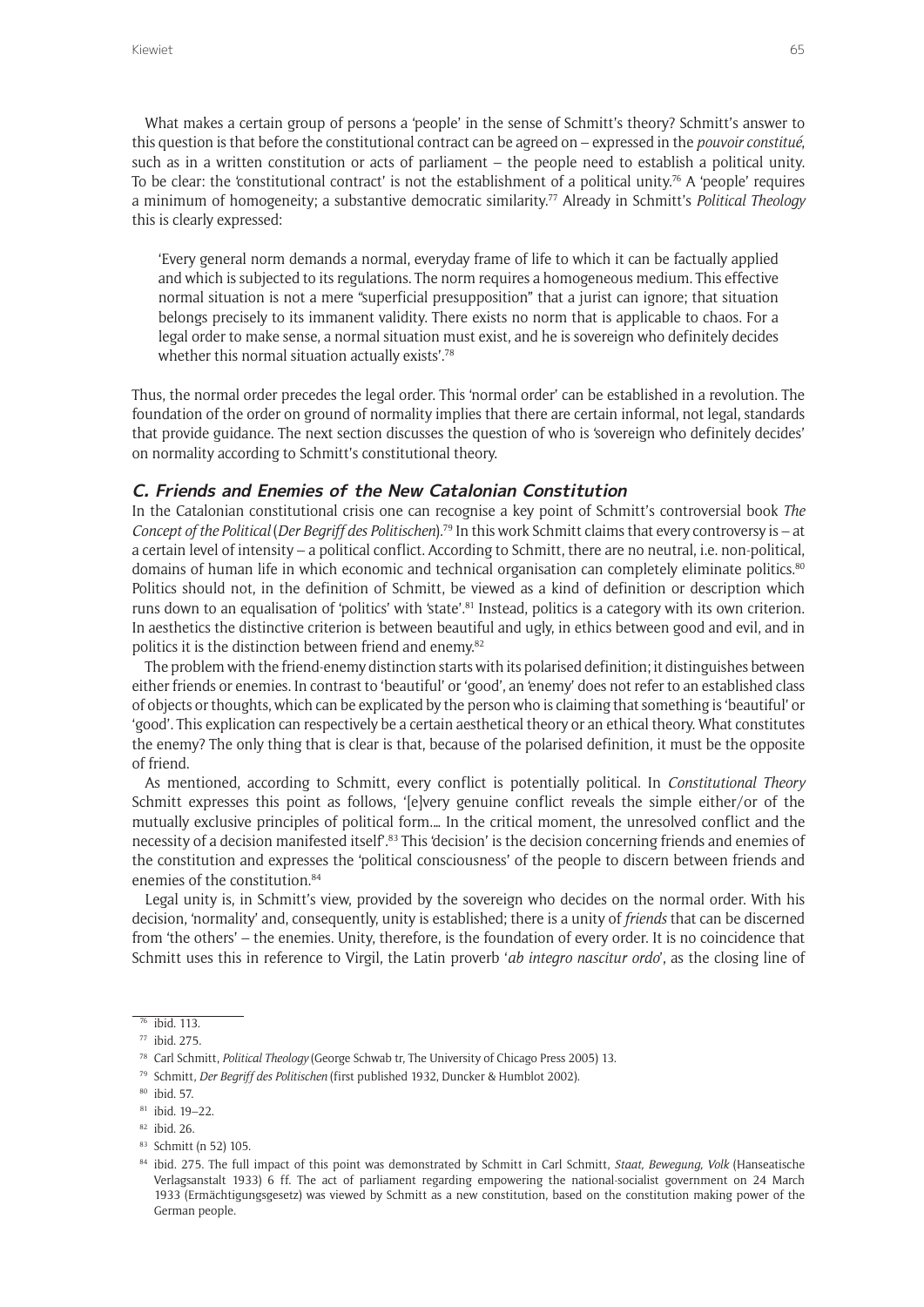What makes a certain group of persons a 'people' in the sense of Schmitt's theory? Schmitt's answer to this question is that before the constitutional contract can be agreed on – expressed in the *pouvoir constitué*, such as in a written constitution or acts of parliament – the people need to establish a political unity. To be clear: the 'constitutional contract' is not the establishment of a political unity.[76] A 'people' requires a minimum of homogeneity; a substantive democratic similarity.[77] Already in Schmitt's *Political Theology* this is clearly expressed:

> 'Every general norm demands a normal, everyday frame of life to which it can be factually applied and which is subjected to its regulations. The norm requires a homogeneous medium. This effective normal situation is not a mere "superficial presupposition" that a jurist can ignore; that situation belongs precisely to its immanent validity. There exists no norm that is applicable to chaos. For a legal order to make sense, a normal situation must exist, and he is sovereign who definitely decides whether this normal situation actually exists'.[78]

Thus, the normal order precedes the legal order. This 'normal order' can be established in a revolution. The foundation of the order on ground of normality implies that there are certain informal, not legal, standards that provide guidance. The next section discusses the question of who is 'sovereign who definitely decides' on normality according to Schmitt's constitutional theory.

## C. Friends and Enemies of the New Catalonian Constitution

In the Catalonian constitutional crisis one can recognise a key point of Schmitt's controversial book *The Concept of the Political* (*Der Begriff des Politischen*).[79] In this work Schmitt claims that every controversy is – at a certain level of intensity – a political conflict. According to Schmitt, there are no neutral, i.e. non-political, domains of human life in which economic and technical organisation can completely eliminate politics.[80] Politics should not, in the definition of Schmitt, be viewed as a kind of definition or description which runs down to an equalisation of 'politics' with 'state'.[81] Instead, politics is a category with its own criterion. In aesthetics the distinctive criterion is between beautiful and ugly, in ethics between good and evil, and in politics it is the distinction between friend and enemy.[82]

The problem with the friend-enemy distinction starts with its polarised definition; it distinguishes between either friends or enemies. In contrast to 'beautiful' or 'good', an 'enemy' does not refer to an established class of objects or thoughts, which can be explicated by the person who is claiming that something is 'beautiful' or 'good'. This explication can respectively be a certain aesthetical theory or an ethical theory. What constitutes the enemy? The only thing that is clear is that, because of the polarised definition, it must be the opposite of friend.

As mentioned, according to Schmitt, every conflict is potentially political. In *Constitutional Theory* Schmitt expresses this point as follows, '[e]very genuine conflict reveals the simple either/or of the mutually exclusive principles of political form.... In the critical moment, the unresolved conflict and the necessity of a decision manifested itself'.[83] This 'decision' is the decision concerning friends and enemies of the constitution and expresses the 'political consciousness' of the people to discern between friends and enemies of the constitution.[84]

Legal unity is, in Schmitt's view, provided by the sovereign who decides on the normal order. With his decision, 'normality' and, consequently, unity is established; there is a unity of *friends* that can be discerned from 'the others' – the enemies. Unity, therefore, is the foundation of every order. It is no coincidence that Schmitt uses this in reference to Virgil, the Latin proverb '*ab integro nascitur ordo*', as the closing line of

---

[76] ibid. 113.

[77] ibid. 275.

[78] Carl Schmitt, *Political Theology* (George Schwab tr, The University of Chicago Press 2005) 13.

[79] Schmitt, *Der Begriff des Politischen* (first published 1932, Duncker & Humblot 2002).

[80] ibid. 57.

[81] ibid. 19–22.

[82] ibid. 26.

[83] Schmitt (n 52) 105.

[84] ibid. 275. The full impact of this point was demonstrated by Schmitt in Carl Schmitt, *Staat, Bewegung, Volk* (Hanseatische Verlagsanstalt 1933) 6 ff. The act of parliament regarding empowering the national-socialist government on 24 March 1933 (Ermächtigungsgesetz) was viewed by Schmitt as a new constitution, based on the constitution making power of the German people.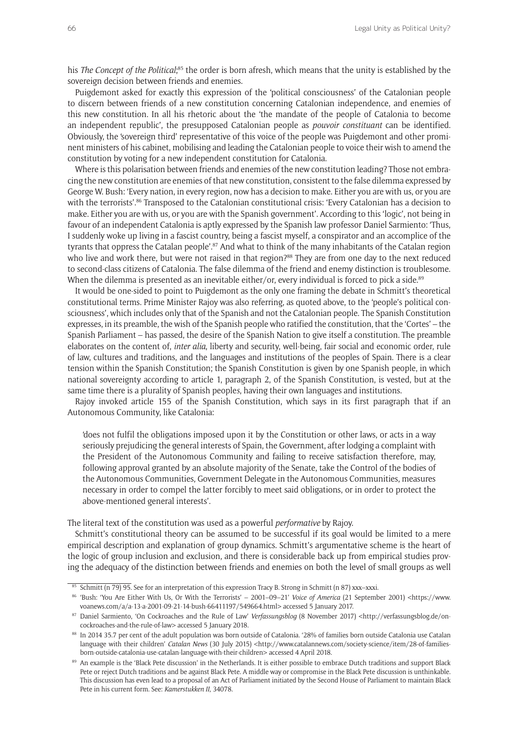his *The Concept of the Political*;[85] the order is born afresh, which means that the unity is established by the sovereign decision between friends and enemies.

Puigdemont asked for exactly this expression of the 'political consciousness' of the Catalonian people to discern between friends of a new constitution concerning Catalonian independence, and enemies of this new constitution. In all his rhetoric about the 'the mandate of the people of Catalonia to become an independent republic', the presupposed Catalonian people as *pouvoir constituant* can be identified. Obviously, the 'sovereign third' representative of this voice of the people was Puigdemont and other prominent ministers of his cabinet, mobilising and leading the Catalonian people to voice their wish to amend the constitution by voting for a new independent constitution for Catalonia.

Where is this polarisation between friends and enemies of the new constitution leading? Those not embracing the new constitution are enemies of that new constitution, consistent to the false dilemma expressed by George W. Bush: 'Every nation, in every region, now has a decision to make. Either you are with us, or you are with the terrorists'.[86] Transposed to the Catalonian constitutional crisis: 'Every Catalonian has a decision to make. Either you are with us, or you are with the Spanish government'. According to this 'logic', not being in favour of an independent Catalonia is aptly expressed by the Spanish law professor Daniel Sarmiento: 'Thus, I suddenly woke up living in a fascist country, being a fascist myself, a conspirator and an accomplice of the tyrants that oppress the Catalan people'.[87] And what to think of the many inhabitants of the Catalan region who live and work there, but were not raised in that region?[88] They are from one day to the next reduced to second-class citizens of Catalonia. The false dilemma of the friend and enemy distinction is troublesome. When the dilemma is presented as an inevitable either/or, every individual is forced to pick a side.[89]

It would be one-sided to point to Puigdemont as the only one framing the debate in Schmitt's theoretical constitutional terms. Prime Minister Rajoy was also referring, as quoted above, to the 'people's political consciousness', which includes only that of the Spanish and not the Catalonian people. The Spanish Constitution expresses, in its preamble, the wish of the Spanish people who ratified the constitution, that the 'Cortes' – the Spanish Parliament – has passed, the desire of the Spanish Nation to give itself a constitution. The preamble elaborates on the content of, *inter alia*, liberty and security, well-being, fair social and economic order, rule of law, cultures and traditions, and the languages and institutions of the peoples of Spain. There is a clear tension within the Spanish Constitution; the Spanish Constitution is given by one Spanish people, in which national sovereignty according to article 1, paragraph 2, of the Spanish Constitution, is vested, but at the same time there is a plurality of Spanish peoples, having their own languages and institutions.

Rajoy invoked article 155 of the Spanish Constitution, which says in its first paragraph that if an Autonomous Community, like Catalonia:

> 'does not fulfil the obligations imposed upon it by the Constitution or other laws, or acts in a way seriously prejudicing the general interests of Spain, the Government, after lodging a complaint with the President of the Autonomous Community and failing to receive satisfaction therefore, may, following approval granted by an absolute majority of the Senate, take the Control of the bodies of the Autonomous Communities, Government Delegate in the Autonomous Communities, measures necessary in order to compel the latter forcibly to meet said obligations, or in order to protect the above-mentioned general interests'.

The literal text of the constitution was used as a powerful *performative* by Rajoy.

Schmitt's constitutional theory can be assumed to be successful if its goal would be limited to a mere empirical description and explanation of group dynamics. Schmitt's argumentative scheme is the heart of the logic of group inclusion and exclusion, and there is considerable back up from empirical studies proving the adequacy of the distinction between friends and enemies on both the level of small groups as well

---

[85] Schmitt (n 79) 95. See for an interpretation of this expression Tracy B. Strong in Schmitt (n 87) xxx–xxxi.

[86] 'Bush: 'You Are Either With Us, Or With the Terrorists' – 2001–09–21' *Voice of America* (21 September 2001) <https://www.voanews.com/a/a-13-a-2001-09-21-14-bush-66411197/549664.html> accessed 5 January 2017.

[87] Daniel Sarmiento, 'On Cockroaches and the Rule of Law' *Verfassungsblog* (8 November 2017) <http://verfassungsblog.de/on-cockroaches-and-the-rule-of-law> accessed 5 January 2018.

[88] In 2014 35.7 per cent of the adult population was born outside of Catalonia. '28% of families born outside Catalonia use Catalan language with their children' *Catalan News* (30 July 2015) <http://www.catalannews.com/society-science/item/28-of-families-born-outside-catalonia-use-catalan-language-with-their-children> accessed 4 April 2018.

[89] An example is the 'Black Pete discussion' in the Netherlands. It is either possible to embrace Dutch traditions and support Black Pete or reject Dutch traditions and be against Black Pete. A middle way or compromise in the Black Pete discussion is unthinkable. This discussion has even lead to a proposal of an Act of Parliament initiated by the Second House of Parliament to maintain Black Pete in his current form. See: *Kamerstukken II*, 34078.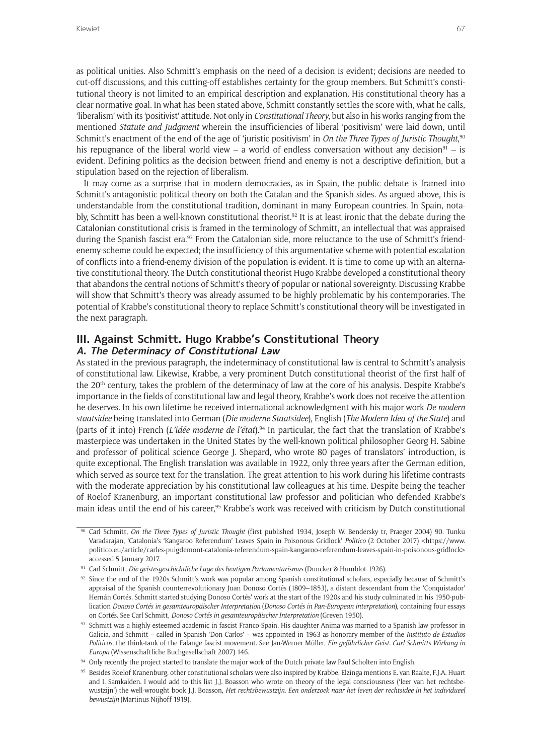as political unities. Also Schmitt's emphasis on the need of a decision is evident; decisions are needed to cut-off discussions, and this cutting-off establishes certainty for the group members. But Schmitt's constitutional theory is not limited to an empirical description and explanation. His constitutional theory has a clear normative goal. In what has been stated above, Schmitt constantly settles the score with, what he calls, 'liberalism' with its 'positivist' attitude. Not only in *Constitutional Theory*, but also in his works ranging from the mentioned *Statute and Judgment* wherein the insufficiencies of liberal 'positivism' were laid down, until Schmitt's enactment of the end of the age of 'juristic positivism' in *On the Three Types of Juristic Thought*,[90] his repugnance of the liberal world view – a world of endless conversation without any decision[91] – is evident. Defining politics as the decision between friend and enemy is not a descriptive definition, but a stipulation based on the rejection of liberalism.

It may come as a surprise that in modern democracies, as in Spain, the public debate is framed into Schmitt's antagonistic political theory on both the Catalan and the Spanish sides. As argued above, this is understandable from the constitutional tradition, dominant in many European countries. In Spain, notably, Schmitt has been a well-known constitutional theorist.[92] It is at least ironic that the debate during the Catalonian constitutional crisis is framed in the terminology of Schmitt, an intellectual that was appraised during the Spanish fascist era.[93] From the Catalonian side, more reluctance to the use of Schmitt's friend-enemy-scheme could be expected; the insufficiency of this argumentative scheme with potential escalation of conflicts into a friend-enemy division of the population is evident. It is time to come up with an alternative constitutional theory. The Dutch constitutional theorist Hugo Krabbe developed a constitutional theory that abandons the central notions of Schmitt's theory of popular or national sovereignty. Discussing Krabbe will show that Schmitt's theory was already assumed to be highly problematic by his contemporaries. The potential of Krabbe's constitutional theory to replace Schmitt's constitutional theory will be investigated in the next paragraph.

## III. Against Schmitt. Hugo Krabbe's Constitutional Theory

### A. The Determinacy of Constitutional Law

As stated in the previous paragraph, the indeterminacy of constitutional law is central to Schmitt's analysis of constitutional law. Likewise, Krabbe, a very prominent Dutch constitutional theorist of the first half of the 20th century, takes the problem of the determinacy of law at the core of his analysis. Despite Krabbe's importance in the fields of constitutional law and legal theory, Krabbe's work does not receive the attention he deserves. In his own lifetime he received international acknowledgment with his major work *De modern staatsidee* being translated into German (*Die moderne Staatsidee*), English (*The Modern Idea of the State*) and (parts of it into) French (*L'idée moderne de l'état*).[94] In particular, the fact that the translation of Krabbe's masterpiece was undertaken in the United States by the well-known political philosopher Georg H. Sabine and professor of political science George J. Shepard, who wrote 80 pages of translators' introduction, is quite exceptional. The English translation was available in 1922, only three years after the German edition, which served as source text for the translation. The great attention to his work during his lifetime contrasts with the moderate appreciation by his constitutional law colleagues at his time. Despite being the teacher of Roelof Kranenburg, an important constitutional law professor and politician who defended Krabbe's main ideas until the end of his career,[95] Krabbe's work was received with criticism by Dutch constitutional

---

[90] Carl Schmitt, *On the Three Types of Juristic Thought* (first published 1934, Joseph W. Bendersky tr, Praeger 2004) 90. Tunku Varadarajan, 'Catalonia's 'Kangaroo Referendum' Leaves Spain in Poisonous Gridlock' *Politico* (2 October 2017) <https://www.politico.eu/article/carles-puigdemont-catalonia-referendum-spain-kangaroo-referendum-leaves-spain-in-poisonous-gridlock> accessed 5 January 2017.

[91] Carl Schmitt, *Die geistesgeschichtliche Lage des heutigen Parlamentarismus* (Duncker & Humblot 1926).

[92] Since the end of the 1920s Schmitt's work was popular among Spanish constitutional scholars, especially because of Schmitt's appraisal of the Spanish counterrevolutionary Juan Donoso Cortés (1809–1853), a distant descendant from the 'Conquistador' Hernán Cortés. Schmitt started studying Donoso Cortés' work at the start of the 1920s and his study culminated in his 1950-publication *Donoso Cortés in gesamteuropäischer Interpretation* (*Donoso Cortés in Pan-European interpretation*), containing four essays on Cortés. See Carl Schmitt, *Donoso Cortés in gesamteuropäischer Interpretation* (Greven 1950).

[93] Schmitt was a highly esteemed academic in fascist Franco-Spain. His daughter Anima was married to a Spanish law professor in Galicia, and Schmitt – called in Spanish 'Don Carlos' – was appointed in 1963 as honorary member of the *Instituto de Estudios Políticos*, the think-tank of the Falange fascist movement. See Jan-Werner Müller, *Ein gefährlicher Geist. Carl Schmitts Wirkung in Europa* (Wissenschaftliche Buchgesellschaft 2007) 146.

[94] Only recently the project started to translate the major work of the Dutch private law Paul Scholten into English.

[95] Besides Roelof Kranenburg, other constitutional scholars were also inspired by Krabbe. Elzinga mentions E. van Raalte, F.J.A. Huart and I. Samkalden. I would add to this list J.J. Boasson who wrote on theory of the legal consciousness ('leer van het rechtsbewustzijn') the well-wrought book J.J. Boasson, *Het rechtsbewustzijn. Een onderzoek naar het leven der rechtsidee in het individueel bewustzijn* (Martinus Nijhoff 1919).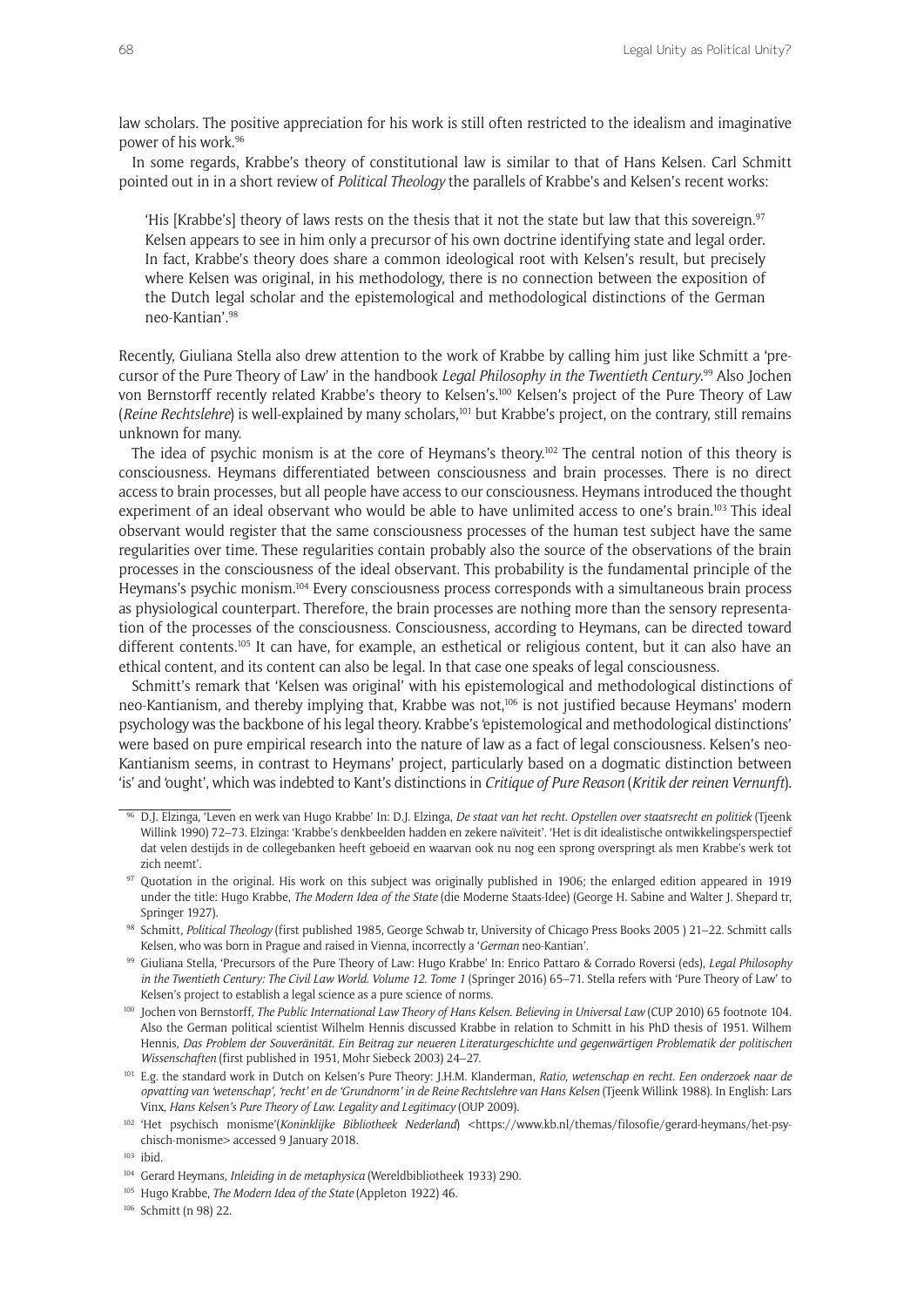law scholars. The positive appreciation for his work is still often restricted to the idealism and imaginative power of his work.[96]

In some regards, Krabbe's theory of constitutional law is similar to that of Hans Kelsen. Carl Schmitt pointed out in in a short review of *Political Theology* the parallels of Krabbe's and Kelsen's recent works:

> 'His [Krabbe's] theory of laws rests on the thesis that it not the state but law that this sovereign.[97] Kelsen appears to see in him only a precursor of his own doctrine identifying state and legal order. In fact, Krabbe's theory does share a common ideological root with Kelsen's result, but precisely where Kelsen was original, in his methodology, there is no connection between the exposition of the Dutch legal scholar and the epistemological and methodological distinctions of the German neo-Kantian'.[98]

Recently, Giuliana Stella also drew attention to the work of Krabbe by calling him just like Schmitt a 'precursor of the Pure Theory of Law' in the handbook *Legal Philosophy in the Twentieth Century*.[99] Also Jochen von Bernstorff recently related Krabbe's theory to Kelsen's.[100] Kelsen's project of the Pure Theory of Law (*Reine Rechtslehre*) is well-explained by many scholars,[101] but Krabbe's project, on the contrary, still remains unknown for many.

The idea of psychic monism is at the core of Heymans's theory.[102] The central notion of this theory is consciousness. Heymans differentiated between consciousness and brain processes. There is no direct access to brain processes, but all people have access to our consciousness. Heymans introduced the thought experiment of an ideal observant who would be able to have unlimited access to one's brain.[103] This ideal observant would register that the same consciousness processes of the human test subject have the same regularities over time. These regularities contain probably also the source of the observations of the brain processes in the consciousness of the ideal observant. This probability is the fundamental principle of the Heymans's psychic monism.[104] Every consciousness process corresponds with a simultaneous brain process as physiological counterpart. Therefore, the brain processes are nothing more than the sensory representation of the processes of the consciousness. Consciousness, according to Heymans, can be directed toward different contents.[105] It can have, for example, an esthetical or religious content, but it can also have an ethical content, and its content can also be legal. In that case one speaks of legal consciousness.

Schmitt's remark that 'Kelsen was original' with his epistemological and methodological distinctions of neo-Kantianism, and thereby implying that, Krabbe was not,[106] is not justified because Heymans' modern psychology was the backbone of his legal theory. Krabbe's 'epistemological and methodological distinctions' were based on pure empirical research into the nature of law as a fact of legal consciousness. Kelsen's neo-Kantianism seems, in contrast to Heymans' project, particularly based on a dogmatic distinction between 'is' and 'ought', which was indebted to Kant's distinctions in *Critique of Pure Reason* (*Kritik der reinen Vernunft*).

---

[96] D.J. Elzinga, 'Leven en werk van Hugo Krabbe' In: D.J. Elzinga, *De staat van het recht. Opstellen over staatsrecht en politiek* (Tjeenk Willink 1990) 72–73. Elzinga: 'Krabbe's denkbeelden hadden en zekere naïviteit'. 'Het is dit idealistische ontwikkelingsperspectief dat velen destijds in de collegebanken heeft geboeid en waarvan ook nu nog een sprong overspringt als men Krabbe's werk tot zich neemt'.

[97] Quotation in the original. His work on this subject was originally published in 1906; the enlarged edition appeared in 1919 under the title: Hugo Krabbe, *The Modern Idea of the State* (die Moderne Staats-Idee) (George H. Sabine and Walter J. Shepard tr, Springer 1927).

[98] Schmitt, *Political Theology* (first published 1985, George Schwab tr, University of Chicago Press Books 2005 ) 21–22. Schmitt calls Kelsen, who was born in Prague and raised in Vienna, incorrectly a '*German* neo-Kantian'.

[99] Giuliana Stella, 'Precursors of the Pure Theory of Law: Hugo Krabbe' In: Enrico Pattaro & Corrado Roversi (eds), *Legal Philosophy in the Twentieth Century: The Civil Law World. Volume 12. Tome 1* (Springer 2016) 65–71. Stella refers with 'Pure Theory of Law' to Kelsen's project to establish a legal science as a pure science of norms.

[100] Jochen von Bernstorff, *The Public International Law Theory of Hans Kelsen. Believing in Universal Law* (CUP 2010) 65 footnote 104. Also the German political scientist Wilhelm Hennis discussed Krabbe in relation to Schmitt in his PhD thesis of 1951. Wilhem Hennis, *Das Problem der Souveränität. Ein Beitrag zur neueren Literaturgeschichte und gegenwärtigen Problematik der politischen Wissenschaften* (first published in 1951, Mohr Siebeck 2003) 24–27.

[101] E.g. the standard work in Dutch on Kelsen's Pure Theory: J.H.M. Klanderman, *Ratio, wetenschap en recht. Een onderzoek naar de opvatting van 'wetenschap', 'recht' en de 'Grundnorm' in de Reine Rechtslehre van Hans Kelsen* (Tjeenk Willink 1988). In English: Lars Vinx, *Hans Kelsen's Pure Theory of Law. Legality and Legitimacy* (OUP 2009).

[102] 'Het psychisch monisme'(*Koninklijke Bibliotheek Nederland*) <https://www.kb.nl/themas/filosofie/gerard-heymans/het-psychisch-monisme> accessed 9 January 2018.

[103] ibid.

[104] Gerard Heymans, *Inleiding in de metaphysica* (Wereldbibliotheek 1933) 290.

[105] Hugo Krabbe, *The Modern Idea of the State* (Appleton 1922) 46.

[106] Schmitt (n 98) 22.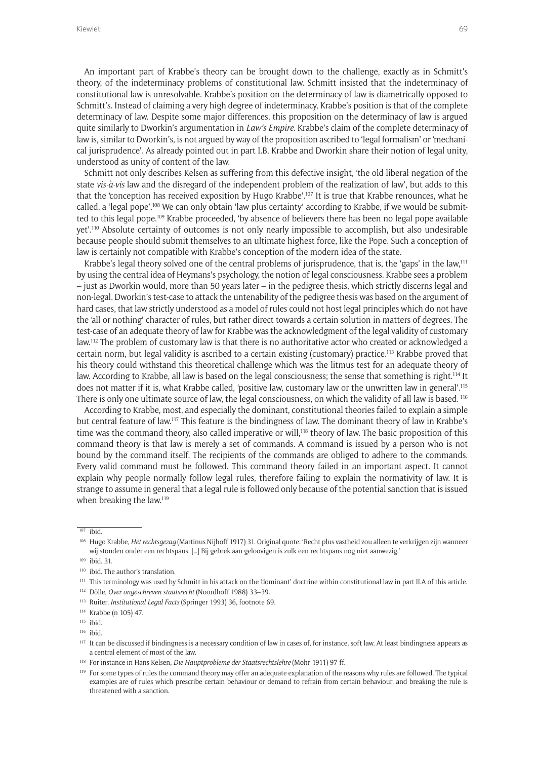An important part of Krabbe's theory can be brought down to the challenge, exactly as in Schmitt's theory, of the indeterminacy problems of constitutional law. Schmitt insisted that the indeterminacy of constitutional law is unresolvable. Krabbe's position on the determinacy of law is diametrically opposed to Schmitt's. Instead of claiming a very high degree of indeterminacy, Krabbe's position is that of the complete determinacy of law. Despite some major differences, this proposition on the determinacy of law is argued quite similarly to Dworkin's argumentation in *Law's Empire*. Krabbe's claim of the complete determinacy of law is, similar to Dworkin's, is not argued by way of the proposition ascribed to 'legal formalism' or 'mechanical jurisprudence'. As already pointed out in part I.B, Krabbe and Dworkin share their notion of legal unity, understood as unity of content of the law.

Schmitt not only describes Kelsen as suffering from this defective insight, 'the old liberal negation of the state *vis-à-vis* law and the disregard of the independent problem of the realization of law', but adds to this that the 'conception has received exposition by Hugo Krabbe'.[107] It is true that Krabbe renounces, what he called, a 'legal pope'.[108] We can only obtain 'law plus certainty' according to Krabbe, if we would be submitted to this legal pope.[109] Krabbe proceeded, 'by absence of believers there has been no legal pope available yet'.[110] Absolute certainty of outcomes is not only nearly impossible to accomplish, but also undesirable because people should submit themselves to an ultimate highest force, like the Pope. Such a conception of law is certainly not compatible with Krabbe's conception of the modern idea of the state.

Krabbe's legal theory solved one of the central problems of jurisprudence, that is, the 'gaps' in the law,[111] by using the central idea of Heymans's psychology, the notion of legal consciousness. Krabbe sees a problem – just as Dworkin would, more than 50 years later – in the pedigree thesis, which strictly discerns legal and non-legal. Dworkin's test-case to attack the untenability of the pedigree thesis was based on the argument of hard cases, that law strictly understood as a model of rules could not host legal principles which do not have the 'all or nothing' character of rules, but rather direct towards a certain solution in matters of degrees. The test-case of an adequate theory of law for Krabbe was the acknowledgment of the legal validity of customary law.[112] The problem of customary law is that there is no authoritative actor who created or acknowledged a certain norm, but legal validity is ascribed to a certain existing (customary) practice.[113] Krabbe proved that his theory could withstand this theoretical challenge which was the litmus test for an adequate theory of law. According to Krabbe, all law is based on the legal consciousness; the sense that something is right.[114] It does not matter if it is, what Krabbe called, 'positive law, customary law or the unwritten law in general'.[115] There is only one ultimate source of law, the legal consciousness, on which the validity of all law is based. [116]

According to Krabbe, most, and especially the dominant, constitutional theories failed to explain a simple but central feature of law.[117] This feature is the bindingness of law. The dominant theory of law in Krabbe's time was the command theory, also called imperative or will,[118] theory of law. The basic proposition of this command theory is that law is merely a set of commands. A command is issued by a person who is not bound by the command itself. The recipients of the commands are obliged to adhere to the commands. Every valid command must be followed. This command theory failed in an important aspect. It cannot explain why people normally follow legal rules, therefore failing to explain the normativity of law. It is strange to assume in general that a legal rule is followed only because of the potential sanction that is issued when breaking the law.[119]

---

[107] ibid.

[108] Hugo Krabbe, *Het rechtsgezag* (Martinus Nijhoff 1917) 31. Original quote: 'Recht plus vastheid zou alleen te verkrijgen zijn wanneer wij stonden onder een rechtspaus. [...] Bij gebrek aan geloovigen is zulk een rechtspaus nog niet aanwezig.'

[109] ibid. 31.

[110] ibid. The author's translation.

[111] This terminology was used by Schmitt in his attack on the 'dominant' doctrine within constitutional law in part II.A of this article.

[112] Dölle, *Over ongeschreven staatsrecht* (Noordhoff 1988) 33–39.

[113] Ruiter, *Institutional Legal Facts* (Springer 1993) 36, footnote 69.

[114] Krabbe (n 105) 47.

[115] ibid.

[116] ibid.

[117] It can be discussed if bindingness is a necessary condition of law in cases of, for instance, soft law. At least bindingness appears as a central element of most of the law.

[118] For instance in Hans Kelsen, *Die Hauptprobleme der Staatsrechtslehre* (Mohr 1911) 97 ff.

[119] For some types of rules the command theory may offer an adequate explanation of the reasons why rules are followed. The typical examples are of rules which prescribe certain behaviour or demand to refrain from certain behaviour, and breaking the rule is threatened with a sanction.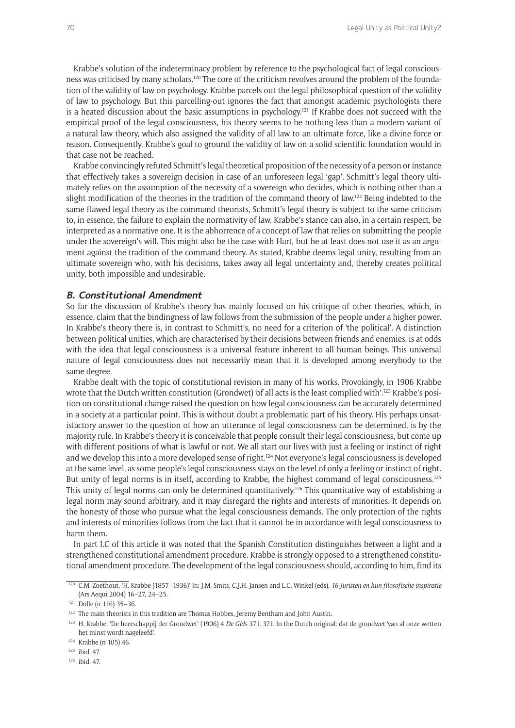Krabbe's solution of the indeterminacy problem by reference to the psychological fact of legal consciousness was criticised by many scholars.[120] The core of the criticism revolves around the problem of the foundation of the validity of law on psychology. Krabbe parcels out the legal philosophical question of the validity of law to psychology. But this parcelling-out ignores the fact that amongst academic psychologists there is a heated discussion about the basic assumptions in psychology.[121] If Krabbe does not succeed with the empirical proof of the legal consciousness, his theory seems to be nothing less than a modern variant of a natural law theory, which also assigned the validity of all law to an ultimate force, like a divine force or reason. Consequently, Krabbe's goal to ground the validity of law on a solid scientific foundation would in that case not be reached.

Krabbe convincingly refuted Schmitt's legal theoretical proposition of the necessity of a person or instance that effectively takes a sovereign decision in case of an unforeseen legal 'gap'. Schmitt's legal theory ultimately relies on the assumption of the necessity of a sovereign who decides, which is nothing other than a slight modification of the theories in the tradition of the command theory of law.[122] Being indebted to the same flawed legal theory as the command theorists, Schmitt's legal theory is subject to the same criticism to, in essence, the failure to explain the normativity of law. Krabbe's stance can also, in a certain respect, be interpreted as a normative one. It is the abhorrence of a concept of law that relies on submitting the people under the sovereign's will. This might also be the case with Hart, but he at least does not use it as an argument against the tradition of the command theory. As stated, Krabbe deems legal unity, resulting from an ultimate sovereign who, with his decisions, takes away all legal uncertainty and, thereby creates political unity, both impossible and undesirable.

### B. Constitutional Amendment

So far the discussion of Krabbe's theory has mainly focused on his critique of other theories, which, in essence, claim that the bindingness of law follows from the submission of the people under a higher power. In Krabbe's theory there is, in contrast to Schmitt's, no need for a criterion of 'the political'. A distinction between political unities, which are characterised by their decisions between friends and enemies, is at odds with the idea that legal consciousness is a universal feature inherent to all human beings. This universal nature of legal consciousness does not necessarily mean that it is developed among everybody to the same degree.

Krabbe dealt with the topic of constitutional revision in many of his works. Provokingly, in 1906 Krabbe wrote that the Dutch written constitution (Grondwet) 'of all acts is the least complied with'.[123] Krabbe's position on constitutional change raised the question on how legal consciousness can be accurately determined in a society at a particular point. This is without doubt a problematic part of his theory. His perhaps unsatisfactory answer to the question of how an utterance of legal consciousness can be determined, is by the majority rule. In Krabbe's theory it is conceivable that people consult their legal consciousness, but come up with different positions of what is lawful or not. We all start our lives with just a feeling or instinct of right and we develop this into a more developed sense of right.[124] Not everyone's legal consciousness is developed at the same level, as some people's legal consciousness stays on the level of only a feeling or instinct of right. But unity of legal norms is in itself, according to Krabbe, the highest command of legal consciousness.[125] This unity of legal norms can only be determined quantitatively.[126] This quantitative way of establishing a legal norm may sound arbitrary, and it may disregard the rights and interests of minorities. It depends on the honesty of those who pursue what the legal consciousness demands. The only protection of the rights and interests of minorities follows from the fact that it cannot be in accordance with legal consciousness to harm them.

In part I.C of this article it was noted that the Spanish Constitution distinguishes between a light and a strengthened constitutional amendment procedure. Krabbe is strongly opposed to a strengthened constitutional amendment procedure. The development of the legal consciousness should, according to him, find its

---

[120] C.M. Zoethout, 'H. Krabbe (1857–1936)' In: J.M. Smits, C.J.H. Jansen and L.C. Winkel (eds), *16 Juristen en hun filosofische inspiratie* (Ars Aequi 2004) 16–27, 24–25.

[121] Dölle (n 116) 35–36.

[122] The main theorists in this tradition are Thomas Hobbes, Jeremy Bentham and John Austin.

[123] H. Krabbe, 'De heerschappij der Grondwet' (1906) 4 *De Gids* 371, 371. In the Dutch original: dat de grondwet 'van al onze wetten het minst wordt nageleefd'.

[124] Krabbe (n 105) 46.

[125] ibid. 47.

[126] ibid. 47.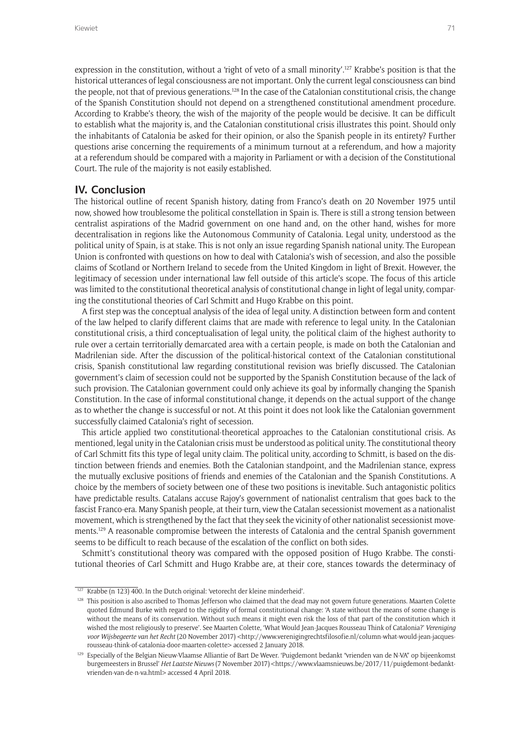expression in the constitution, without a 'right of veto of a small minority'.[127] Krabbe's position is that the historical utterances of legal consciousness are not important. Only the current legal consciousness can bind the people, not that of previous generations.[128] In the case of the Catalonian constitutional crisis, the change of the Spanish Constitution should not depend on a strengthened constitutional amendment procedure. According to Krabbe's theory, the wish of the majority of the people would be decisive. It can be difficult to establish what the majority is, and the Catalonian constitutional crisis illustrates this point. Should only the inhabitants of Catalonia be asked for their opinion, or also the Spanish people in its entirety? Further questions arise concerning the requirements of a minimum turnout at a referendum, and how a majority at a referendum should be compared with a majority in Parliament or with a decision of the Constitutional Court. The rule of the majority is not easily established.

## IV. Conclusion

The historical outline of recent Spanish history, dating from Franco's death on 20 November 1975 until now, showed how troublesome the political constellation in Spain is. There is still a strong tension between centralist aspirations of the Madrid government on one hand and, on the other hand, wishes for more decentralisation in regions like the Autonomous Community of Catalonia. Legal unity, understood as the political unity of Spain, is at stake. This is not only an issue regarding Spanish national unity. The European Union is confronted with questions on how to deal with Catalonia's wish of secession, and also the possible claims of Scotland or Northern Ireland to secede from the United Kingdom in light of Brexit. However, the legitimacy of secession under international law fell outside of this article's scope. The focus of this article was limited to the constitutional theoretical analysis of constitutional change in light of legal unity, comparing the constitutional theories of Carl Schmitt and Hugo Krabbe on this point.

A first step was the conceptual analysis of the idea of legal unity. A distinction between form and content of the law helped to clarify different claims that are made with reference to legal unity. In the Catalonian constitutional crisis, a third conceptualisation of legal unity, the political claim of the highest authority to rule over a certain territorially demarcated area with a certain people, is made on both the Catalonian and Madrilenian side. After the discussion of the political-historical context of the Catalonian constitutional crisis, Spanish constitutional law regarding constitutional revision was briefly discussed. The Catalonian government's claim of secession could not be supported by the Spanish Constitution because of the lack of such provision. The Catalonian government could only achieve its goal by informally changing the Spanish Constitution. In the case of informal constitutional change, it depends on the actual support of the change as to whether the change is successful or not. At this point it does not look like the Catalonian government successfully claimed Catalonia's right of secession.

This article applied two constitutional-theoretical approaches to the Catalonian constitutional crisis. As mentioned, legal unity in the Catalonian crisis must be understood as political unity. The constitutional theory of Carl Schmitt fits this type of legal unity claim. The political unity, according to Schmitt, is based on the distinction between friends and enemies. Both the Catalonian standpoint, and the Madrilenian stance, express the mutually exclusive positions of friends and enemies of the Catalonian and the Spanish Constitutions. A choice by the members of society between one of these two positions is inevitable. Such antagonistic politics have predictable results. Catalans accuse Rajoy's government of nationalist centralism that goes back to the fascist Franco-era. Many Spanish people, at their turn, view the Catalan secessionist movement as a nationalist movement, which is strengthened by the fact that they seek the vicinity of other nationalist secessionist movements.[129] A reasonable compromise between the interests of Catalonia and the central Spanish government seems to be difficult to reach because of the escalation of the conflict on both sides.

Schmitt's constitutional theory was compared with the opposed position of Hugo Krabbe. The constitutional theories of Carl Schmitt and Hugo Krabbe are, at their core, stances towards the determinacy of

---

[127] Krabbe (n 123) 400. In the Dutch original: 'vetorecht der kleine minderheid'.

[128] This position is also ascribed to Thomas Jefferson who claimed that the dead may not govern future generations. Maarten Colette quoted Edmund Burke with regard to the rigidity of formal constitutional change: 'A state without the means of some change is without the means of its conservation. Without such means it might even risk the loss of that part of the constitution which it wished the most religiously to preserve'. See Maarten Colette, 'What Would Jean-Jacques Rousseau Think of Catalonia?' *Vereniging voor Wijsbegeerte van het Recht* (20 November 2017) <http://www.verenigingrechtsfilosofie.nl/column-what-would-jean-jacques-rousseau-think-of-catalonia-door-maarten-colette> accessed 2 January 2018.

[129] Especially of the Belgian Nieuw-Vlaamse Alliantie of Bart De Wever. 'Puigdemont bedankt "vrienden van de N-VA" op bijeenkomst burgemeesters in Brussel' *Het Laatste Nieuws* (7 November 2017) <https://www.vlaamsnieuws.be/2017/11/puigdemont-bedankt-vrienden-van-de-n-va.html> accessed 4 April 2018.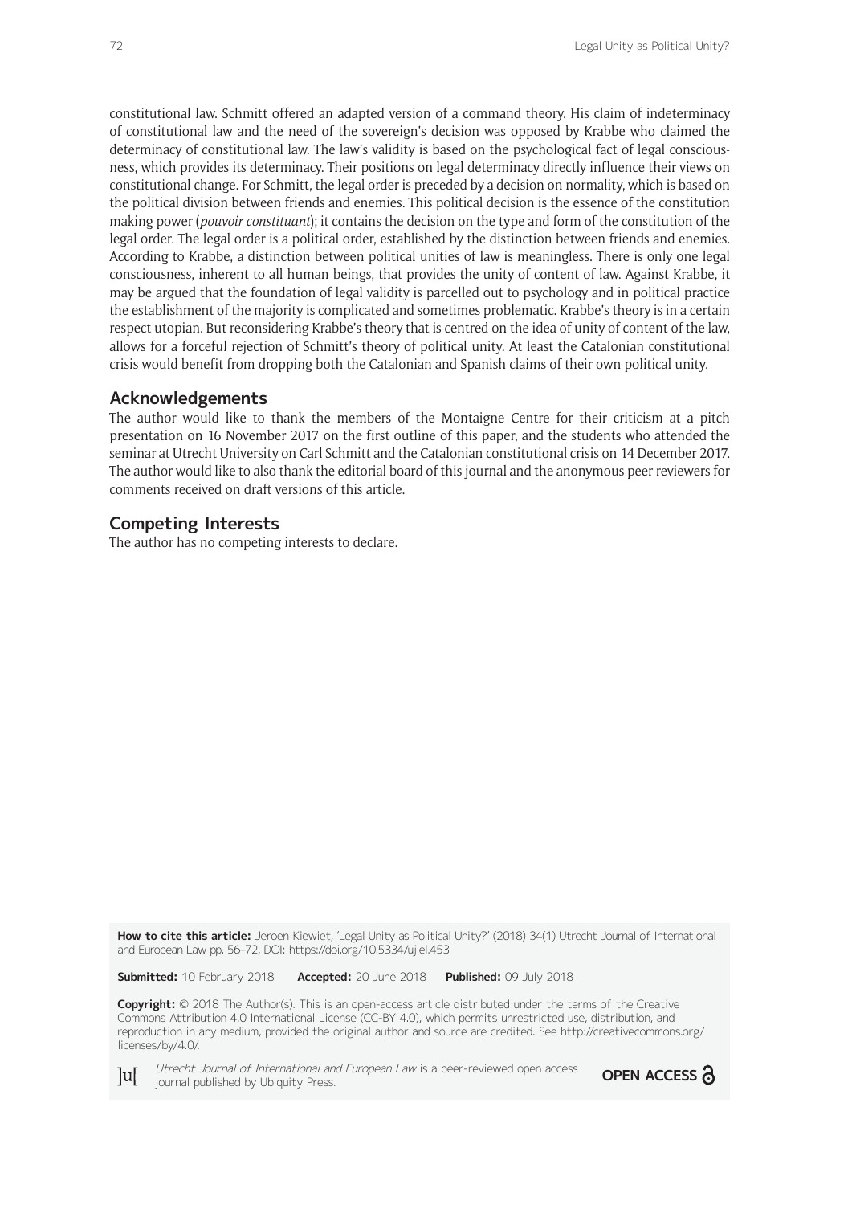constitutional law. Schmitt offered an adapted version of a command theory. His claim of indeterminacy of constitutional law and the need of the sovereign's decision was opposed by Krabbe who claimed the determinacy of constitutional law. The law's validity is based on the psychological fact of legal consciousness, which provides its determinacy. Their positions on legal determinacy directly influence their views on constitutional change. For Schmitt, the legal order is preceded by a decision on normality, which is based on the political division between friends and enemies. This political decision is the essence of the constitution making power (*pouvoir constituant*); it contains the decision on the type and form of the constitution of the legal order. The legal order is a political order, established by the distinction between friends and enemies. According to Krabbe, a distinction between political unities of law is meaningless. There is only one legal consciousness, inherent to all human beings, that provides the unity of content of law. Against Krabbe, it may be argued that the foundation of legal validity is parcelled out to psychology and in political practice the establishment of the majority is complicated and sometimes problematic. Krabbe's theory is in a certain respect utopian. But reconsidering Krabbe's theory that is centred on the idea of unity of content of the law, allows for a forceful rejection of Schmitt's theory of political unity. At least the Catalonian constitutional crisis would benefit from dropping both the Catalonian and Spanish claims of their own political unity.

## Acknowledgements

The author would like to thank the members of the Montaigne Centre for their criticism at a pitch presentation on 16 November 2017 on the first outline of this paper, and the students who attended the seminar at Utrecht University on Carl Schmitt and the Catalonian constitutional crisis on 14 December 2017. The author would like to also thank the editorial board of this journal and the anonymous peer reviewers for comments received on draft versions of this article.

## Competing Interests

The author has no competing interests to declare.

**How to cite this article:** Jeroen Kiewiet, 'Legal Unity as Political Unity?' (2018) 34(1) Utrecht Journal of International and European Law pp. 56–72, DOI: https://doi.org/10.5334/ujiel.453

**Submitted:** 10 February 2018 **Accepted:** 20 June 2018 **Published:** 09 July 2018

**Copyright:** © 2018 The Author(s). This is an open-access article distributed under the terms of the Creative Commons Attribution 4.0 International License (CC-BY 4.0), which permits unrestricted use, distribution, and reproduction in any medium, provided the original author and source are credited. See http://creativecommons.org/licenses/by/4.0/.

*Utrecht Journal of International and European Law* is a peer-reviewed open access journal published by Ubiquity Press.

**OPEN ACCESS**